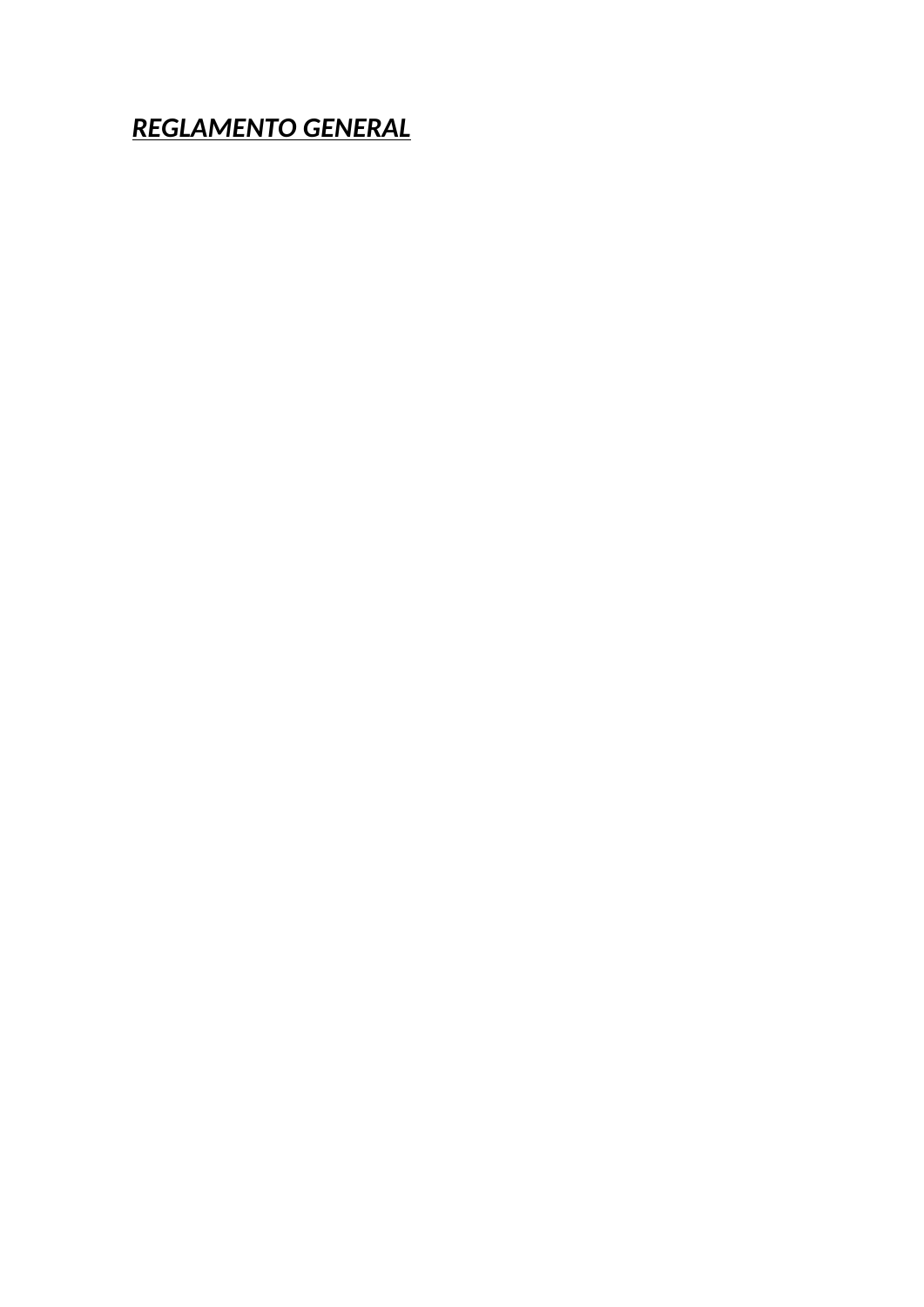# ***<u>REGLAMENTO GENERAL</u>***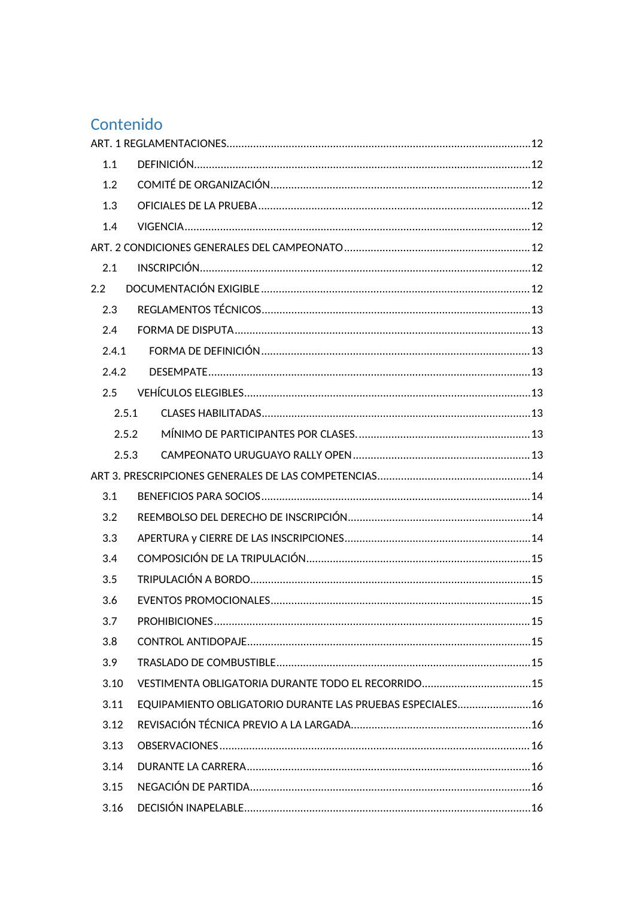## Contenido

ART. 1 REGLAMENTACIONES......12

1.1 DEFINICIÓN......12

1.2 COMITÉ DE ORGANIZACIÓN......12

1.3 OFICIALES DE LA PRUEBA......12

1.4 VIGENCIA......12

ART. 2 CONDICIONES GENERALES DEL CAMPEONATO......12

2.1 INSCRIPCIÓN......12

2.2 DOCUMENTACIÓN EXIGIBLE......12

2.3 REGLAMENTOS TÉCNICOS......13

2.4 FORMA DE DISPUTA......13

2.4.1 FORMA DE DEFINICIÓN......13

2.4.2 DESEMPATE......13

2.5 VEHÍCULOS ELEGIBLES......13

2.5.1 CLASES HABILITADAS......13

2.5.2 MÍNIMO DE PARTICIPANTES POR CLASES......13

2.5.3 CAMPEONATO URUGUAYO RALLY OPEN......13

ART 3. PRESCRIPCIONES GENERALES DE LAS COMPETENCIAS......14

3.1 BENEFICIOS PARA SOCIOS......14

3.2 REEMBOLSO DEL DERECHO DE INSCRIPCIÓN......14

3.3 APERTURA y CIERRE DE LAS INSCRIPCIONES......14

3.4 COMPOSICIÓN DE LA TRIPULACIÓN......15

3.5 TRIPULACIÓN A BORDO......15

3.6 EVENTOS PROMOCIONALES......15

3.7 PROHIBICIONES......15

3.8 CONTROL ANTIDOPAJE......15

3.9 TRASLADO DE COMBUSTIBLE......15

3.10 VESTIMENTA OBLIGATORIA DURANTE TODO EL RECORRIDO......15

3.11 EQUIPAMIENTO OBLIGATORIO DURANTE LAS PRUEBAS ESPECIALES......16

3.12 REVISACIÓN TÉCNICA PREVIO A LA LARGADA......16

3.13 OBSERVACIONES......16

3.14 DURANTE LA CARRERA......16

3.15 NEGACIÓN DE PARTIDA......16

3.16 DECISIÓN INAPELABLE......16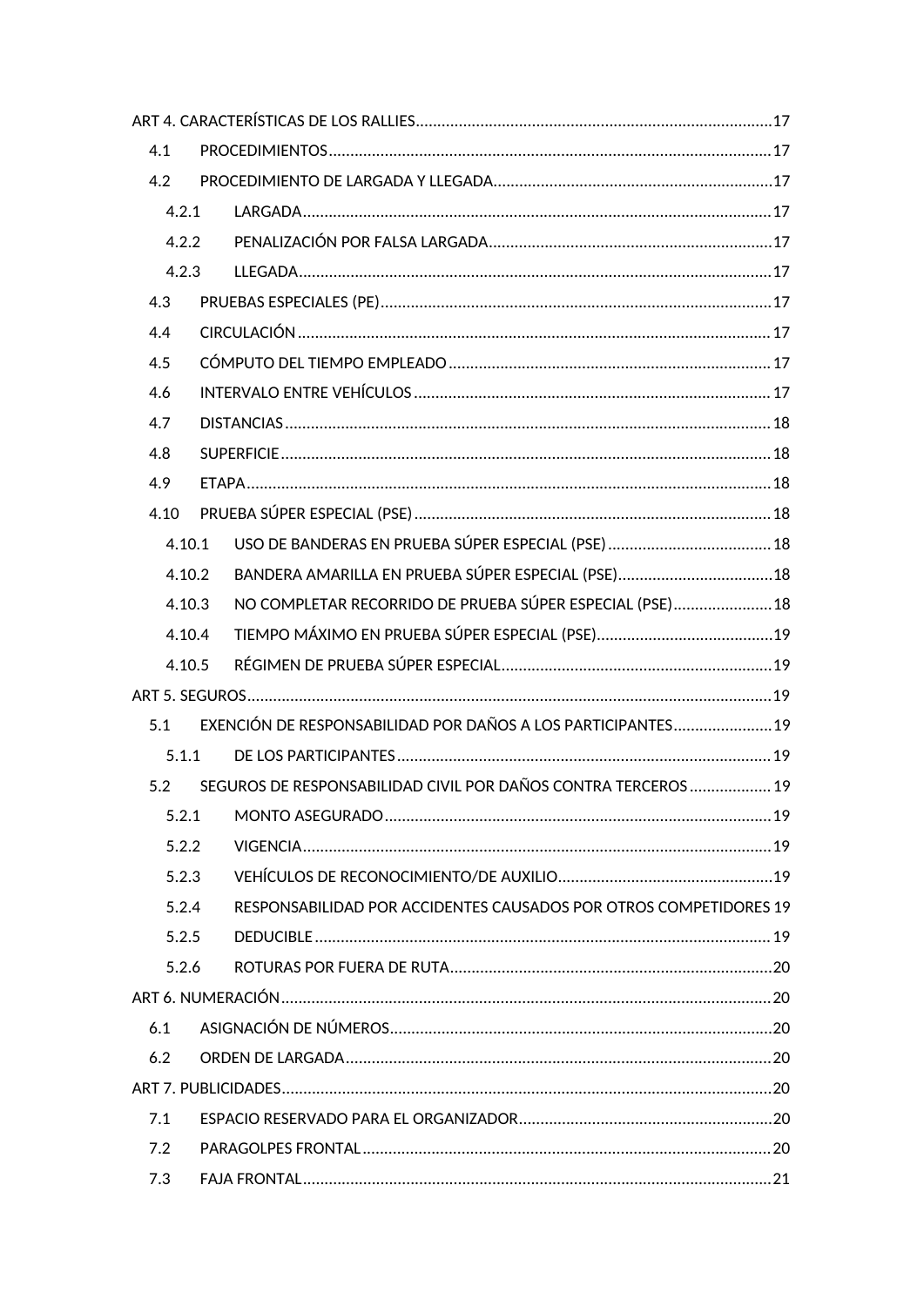ART 4. CARACTERÍSTICAS DE LOS RALLIES ........ 17

- 4.1 PROCEDIMIENTOS ........ 17
- 4.2 PROCEDIMIENTO DE LARGADA Y LLEGADA ........ 17
  - 4.2.1 LARGADA ........ 17
  - 4.2.2 PENALIZACIÓN POR FALSA LARGADA ........ 17
  - 4.2.3 LLEGADA ........ 17
- 4.3 PRUEBAS ESPECIALES (PE) ........ 17
- 4.4 CIRCULACIÓN ........ 17
- 4.5 CÓMPUTO DEL TIEMPO EMPLEADO ........ 17
- 4.6 INTERVALO ENTRE VEHÍCULOS ........ 17
- 4.7 DISTANCIAS ........ 18
- 4.8 SUPERFICIE ........ 18
- 4.9 ETAPA ........ 18
- 4.10 PRUEBA SÚPER ESPECIAL (PSE) ........ 18
  - 4.10.1 USO DE BANDERAS EN PRUEBA SÚPER ESPECIAL (PSE) ........ 18
  - 4.10.2 BANDERA AMARILLA EN PRUEBA SÚPER ESPECIAL (PSE) ........ 18
  - 4.10.3 NO COMPLETAR RECORRIDO DE PRUEBA SÚPER ESPECIAL (PSE) ........ 18
  - 4.10.4 TIEMPO MÁXIMO EN PRUEBA SÚPER ESPECIAL (PSE) ........ 19
  - 4.10.5 RÉGIMEN DE PRUEBA SÚPER ESPECIAL ........ 19

ART 5. SEGUROS ........ 19

- 5.1 EXENCIÓN DE RESPONSABILIDAD POR DAÑOS A LOS PARTICIPANTES ........ 19
  - 5.1.1 DE LOS PARTICIPANTES ........ 19
- 5.2 SEGUROS DE RESPONSABILIDAD CIVIL POR DAÑOS CONTRA TERCEROS ........ 19
  - 5.2.1 MONTO ASEGURADO ........ 19
  - 5.2.2 VIGENCIA ........ 19
  - 5.2.3 VEHÍCULOS DE RECONOCIMIENTO/DE AUXILIO ........ 19
  - 5.2.4 RESPONSABILIDAD POR ACCIDENTES CAUSADOS POR OTROS COMPETIDORES 19
  - 5.2.5 DEDUCIBLE ........ 19
  - 5.2.6 ROTURAS POR FUERA DE RUTA ........ 20

ART 6. NUMERACIÓN ........ 20

- 6.1 ASIGNACIÓN DE NÚMEROS ........ 20
- 6.2 ORDEN DE LARGADA ........ 20

ART 7. PUBLICIDADES ........ 20

- 7.1 ESPACIO RESERVADO PARA EL ORGANIZADOR ........ 20
- 7.2 PARAGOLPES FRONTAL ........ 20
- 7.3 FAJA FRONTAL ........ 21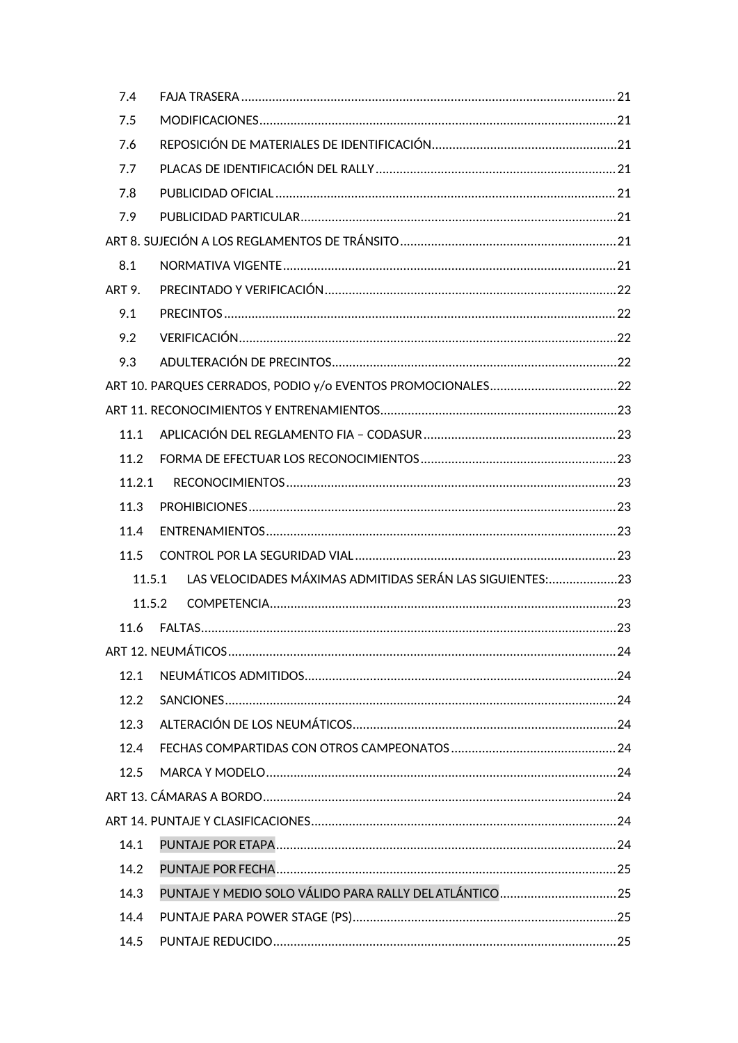7.4 FAJA TRASERA ....................................................................................................... 21

7.5 MODIFICACIONES ................................................................................................... 21

7.6 REPOSICIÓN DE MATERIALES DE IDENTIFICACIÓN ................................................. 21

7.7 PLACAS DE IDENTIFICACIÓN DEL RALLY ................................................................. 21

7.8 PUBLICIDAD OFICIAL .............................................................................................. 21

7.9 PUBLICIDAD PARTICULAR ....................................................................................... 21

ART 8. SUJECIÓN A LOS REGLAMENTOS DE TRÁNSITO .......................................................... 21

8.1 NORMATIVA VIGENTE ............................................................................................ 21

ART 9. PRECINTADO Y VERIFICACIÓN ................................................................................... 22

9.1 PRECINTOS ............................................................................................................ 22

9.2 VERIFICACIÓN ........................................................................................................ 22

9.3 ADULTERACIÓN DE PRECINTOS .............................................................................. 22

ART 10. PARQUES CERRADOS, PODIO y/o EVENTOS PROMOCIONALES .................................... 22

ART 11. RECONOCIMIENTOS Y ENTRENAMIENTOS ................................................................ 23

11.1 APLICACIÓN DEL REGLAMENTO FIA – CODASUR .................................................... 23

11.2 FORMA DE EFECTUAR LOS RECONOCIMIENTOS ..................................................... 23

11.2.1 RECONOCIMIENTOS ........................................................................................... 23

11.3 PROHIBICIONES ..................................................................................................... 23

11.4 ENTRENAMIENTOS ................................................................................................ 23

11.5 CONTROL POR LA SEGURIDAD VIAL ...................................................................... 23

11.5.1 LAS VELOCIDADES MÁXIMAS ADMITIDAS SERÁN LAS SIGUIENTES: .................... 23

11.5.2 COMPETENCIA ................................................................................................ 23

11.6 FALTAS .................................................................................................................. 23

ART 12. NEUMÁTICOS ........................................................................................................... 24

12.1 NEUMÁTICOS ADMITIDOS ...................................................................................... 24

12.2 SANCIONES ........................................................................................................... 24

12.3 ALTERACIÓN DE LOS NEUMÁTICOS ........................................................................ 24

12.4 FECHAS COMPARTIDAS CON OTROS CAMPEONATOS ............................................ 24

12.5 MARCA Y MODELO ................................................................................................. 24

ART 13. CÁMARAS A BORDO ................................................................................................. 24

ART 14. PUNTAJE Y CLASIFICACIONES .................................................................................... 24

14.1 PUNTAJE POR ETAPA .............................................................................................. 24

14.2 PUNTAJE POR FECHA .............................................................................................. 25

14.3 PUNTAJE Y MEDIO SOLO VÁLIDO PARA RALLY DEL ATLÁNTICO .............................. 25

14.4 PUNTAJE PARA POWER STAGE (PS) ........................................................................ 25

14.5 PUNTAJE REDUCIDO ............................................................................................... 25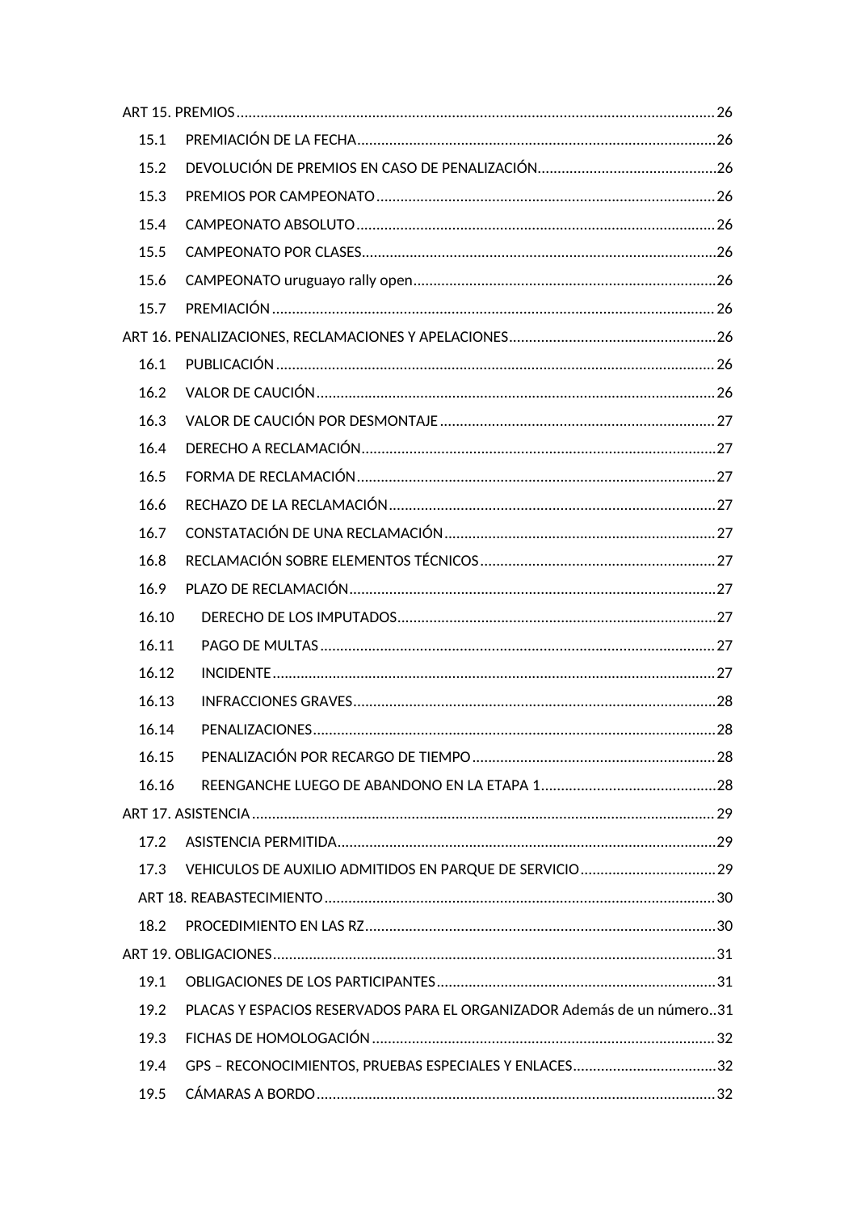ART 15. PREMIOS ..... 26

15.1 PREMIACIÓN DE LA FECHA ..... 26

15.2 DEVOLUCIÓN DE PREMIOS EN CASO DE PENALIZACIÓN ..... 26

15.3 PREMIOS POR CAMPEONATO ..... 26

15.4 CAMPEONATO ABSOLUTO ..... 26

15.5 CAMPEONATO POR CLASES ..... 26

15.6 CAMPEONATO uruguayo rally open ..... 26

15.7 PREMIACIÓN ..... 26

ART 16. PENALIZACIONES, RECLAMACIONES Y APELACIONES ..... 26

16.1 PUBLICACIÓN ..... 26

16.2 VALOR DE CAUCIÓN ..... 26

16.3 VALOR DE CAUCIÓN POR DESMONTAJE ..... 27

16.4 DERECHO A RECLAMACIÓN ..... 27

16.5 FORMA DE RECLAMACIÓN ..... 27

16.6 RECHAZO DE LA RECLAMACIÓN ..... 27

16.7 CONSTATACIÓN DE UNA RECLAMACIÓN ..... 27

16.8 RECLAMACIÓN SOBRE ELEMENTOS TÉCNICOS ..... 27

16.9 PLAZO DE RECLAMACIÓN ..... 27

16.10 DERECHO DE LOS IMPUTADOS ..... 27

16.11 PAGO DE MULTAS ..... 27

16.12 INCIDENTE ..... 27

16.13 INFRACCIONES GRAVES ..... 28

16.14 PENALIZACIONES ..... 28

16.15 PENALIZACIÓN POR RECARGO DE TIEMPO ..... 28

16.16 REENGANCHE LUEGO DE ABANDONO EN LA ETAPA 1 ..... 28

ART 17. ASISTENCIA ..... 29

17.2 ASISTENCIA PERMITIDA ..... 29

17.3 VEHICULOS DE AUXILIO ADMITIDOS EN PARQUE DE SERVICIO ..... 29

ART 18. REABASTECIMIENTO ..... 30

18.2 PROCEDIMIENTO EN LAS RZ ..... 30

ART 19. OBLIGACIONES ..... 31

19.1 OBLIGACIONES DE LOS PARTICIPANTES ..... 31

19.2 PLACAS Y ESPACIOS RESERVADOS PARA EL ORGANIZADOR Además de un número ..... 31

19.3 FICHAS DE HOMOLOGACIÓN ..... 32

19.4 GPS – RECONOCIMIENTOS, PRUEBAS ESPECIALES Y ENLACES ..... 32

19.5 CÁMARAS A BORDO ..... 32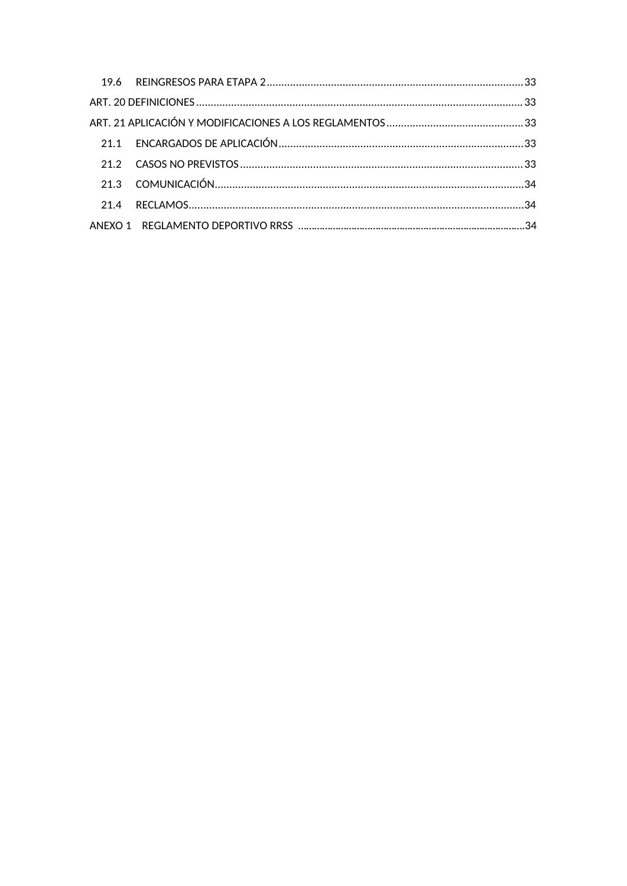19.6 REINGRESOS PARA ETAPA 2 .......................................................................................33

ART. 20 DEFINICIONES ...............................................................................................................33

ART. 21 APLICACIÓN Y MODIFICACIONES A LOS REGLAMENTOS ...............................................33

21.1 ENCARGADOS DE APLICACIÓN ...................................................................................33

21.2 CASOS NO PREVISTOS ................................................................................................33

21.3 COMUNICACIÓN .........................................................................................................34

21.4 RECLAMOS ..................................................................................................................34

ANEXO 1 REGLAMENTO DEPORTIVO RRSS ..............................................................................34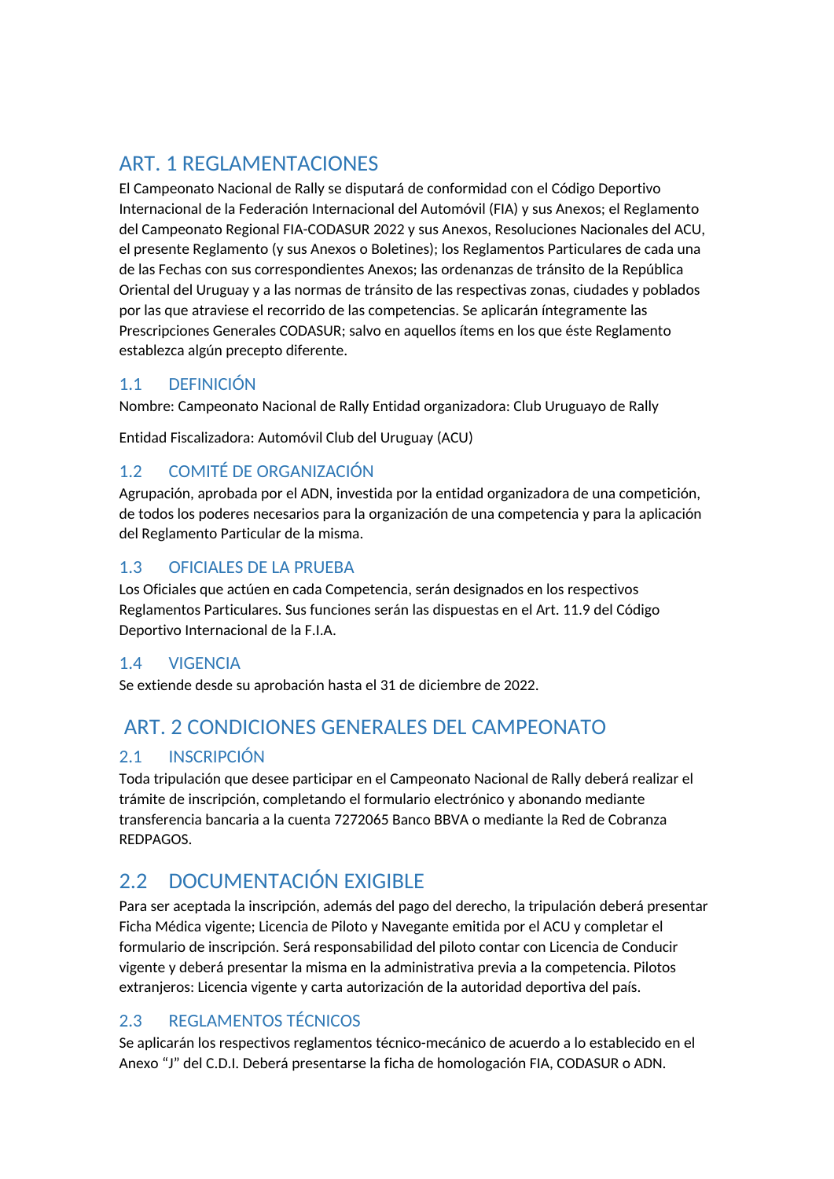# ART. 1 REGLAMENTACIONES

El Campeonato Nacional de Rally se disputará de conformidad con el Código Deportivo Internacional de la Federación Internacional del Automóvil (FIA) y sus Anexos; el Reglamento del Campeonato Regional FIA-CODASUR 2022 y sus Anexos, Resoluciones Nacionales del ACU, el presente Reglamento (y sus Anexos o Boletines); los Reglamentos Particulares de cada una de las Fechas con sus correspondientes Anexos; las ordenanzas de tránsito de la República Oriental del Uruguay y a las normas de tránsito de las respectivas zonas, ciudades y poblados por las que atraviese el recorrido de las competencias. Se aplicarán íntegramente las Prescripciones Generales CODASUR; salvo en aquellos ítems en los que éste Reglamento establezca algún precepto diferente.

## 1.1 DEFINICIÓN

Nombre: Campeonato Nacional de Rally Entidad organizadora: Club Uruguayo de Rally

Entidad Fiscalizadora: Automóvil Club del Uruguay (ACU)

## 1.2 COMITÉ DE ORGANIZACIÓN

Agrupación, aprobada por el ADN, investida por la entidad organizadora de una competición, de todos los poderes necesarios para la organización de una competencia y para la aplicación del Reglamento Particular de la misma.

## 1.3 OFICIALES DE LA PRUEBA

Los Oficiales que actúen en cada Competencia, serán designados en los respectivos Reglamentos Particulares. Sus funciones serán las dispuestas en el Art. 11.9 del Código Deportivo Internacional de la F.I.A.

## 1.4 VIGENCIA

Se extiende desde su aprobación hasta el 31 de diciembre de 2022.

# ART. 2 CONDICIONES GENERALES DEL CAMPEONATO

## 2.1 INSCRIPCIÓN

Toda tripulación que desee participar en el Campeonato Nacional de Rally deberá realizar el trámite de inscripción, completando el formulario electrónico y abonando mediante transferencia bancaria a la cuenta 7272065 Banco BBVA o mediante la Red de Cobranza REDPAGOS.

## 2.2 DOCUMENTACIÓN EXIGIBLE

Para ser aceptada la inscripción, además del pago del derecho, la tripulación deberá presentar Ficha Médica vigente; Licencia de Piloto y Navegante emitida por el ACU y completar el formulario de inscripción. Será responsabilidad del piloto contar con Licencia de Conducir vigente y deberá presentar la misma en la administrativa previa a la competencia. Pilotos extranjeros: Licencia vigente y carta autorización de la autoridad deportiva del país.

## 2.3 REGLAMENTOS TÉCNICOS

Se aplicarán los respectivos reglamentos técnico-mecánico de acuerdo a lo establecido en el Anexo "J" del C.D.I. Deberá presentarse la ficha de homologación FIA, CODASUR o ADN.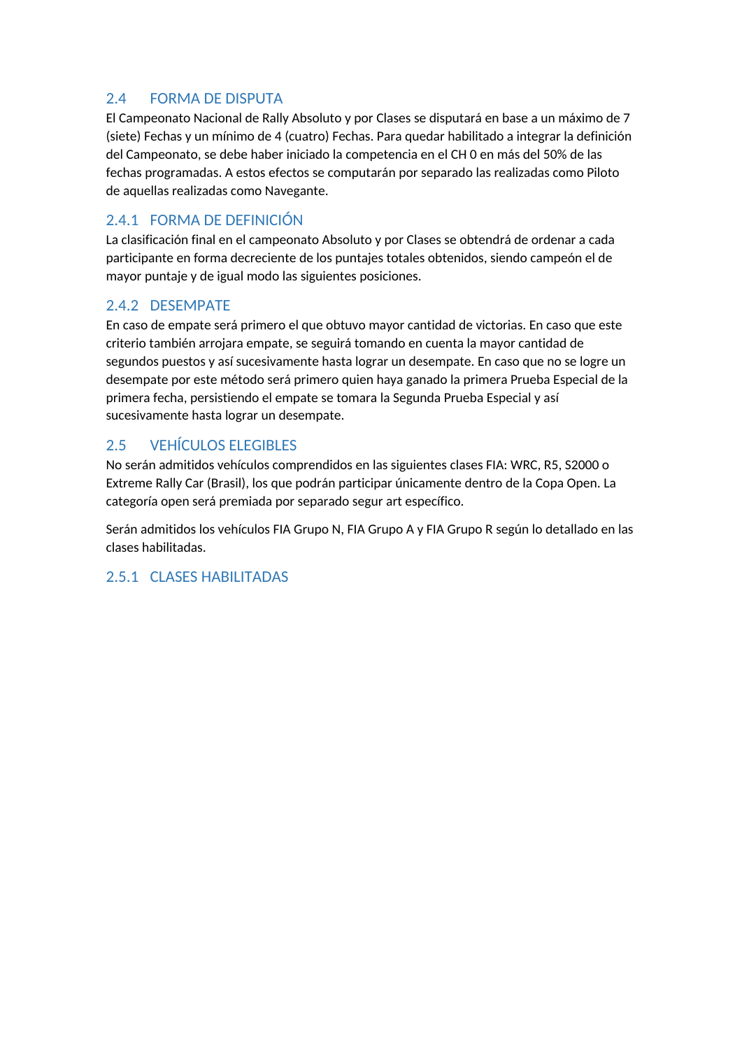## 2.4 FORMA DE DISPUTA

El Campeonato Nacional de Rally Absoluto y por Clases se disputará en base a un máximo de 7 (siete) Fechas y un mínimo de 4 (cuatro) Fechas. Para quedar habilitado a integrar la definición del Campeonato, se debe haber iniciado la competencia en el CH 0 en más del 50% de las fechas programadas. A estos efectos se computarán por separado las realizadas como Piloto de aquellas realizadas como Navegante.

### 2.4.1 FORMA DE DEFINICIÓN

La clasificación final en el campeonato Absoluto y por Clases se obtendrá de ordenar a cada participante en forma decreciente de los puntajes totales obtenidos, siendo campeón el de mayor puntaje y de igual modo las siguientes posiciones.

### 2.4.2 DESEMPATE

En caso de empate será primero el que obtuvo mayor cantidad de victorias. En caso que este criterio también arrojara empate, se seguirá tomando en cuenta la mayor cantidad de segundos puestos y así sucesivamente hasta lograr un desempate. En caso que no se logre un desempate por este método será primero quien haya ganado la primera Prueba Especial de la primera fecha, persistiendo el empate se tomara la Segunda Prueba Especial y así sucesivamente hasta lograr un desempate.

## 2.5 VEHÍCULOS ELEGIBLES

No serán admitidos vehículos comprendidos en las siguientes clases FIA: WRC, R5, S2000 o Extreme Rally Car (Brasil), los que podrán participar únicamente dentro de la Copa Open. La categoría open será premiada por separado segur art específico.

Serán admitidos los vehículos FIA Grupo N, FIA Grupo A y FIA Grupo R según lo detallado en las clases habilitadas.

### 2.5.1 CLASES HABILITADAS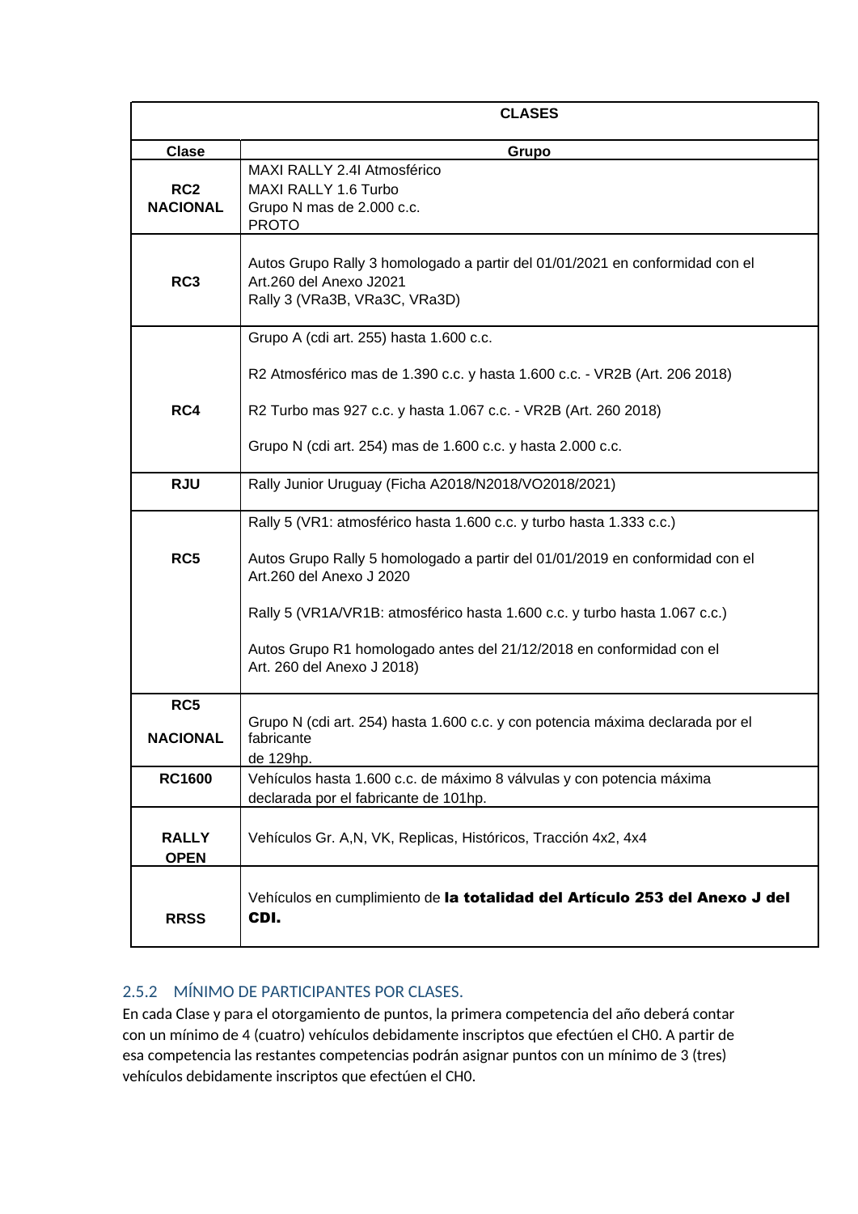| CLASES | |
|---|---|
| **Clase** | **Grupo** |
| **RC2 NACIONAL** | MAXI RALLY 2.4l Atmosférico<br>MAXI RALLY 1.6 Turbo<br>Grupo N mas de 2.000 c.c.<br>PROTO |
| **RC3** | Autos Grupo Rally 3 homologado a partir del 01/01/2021 en conformidad con el Art.260 del Anexo J2021<br>Rally 3 (VRa3B, VRa3C, VRa3D) |
| **RC4** | Grupo A (cdi art. 255) hasta 1.600 c.c.<br><br>R2 Atmosférico mas de 1.390 c.c. y hasta 1.600 c.c. - VR2B (Art. 206 2018)<br><br>R2 Turbo mas 927 c.c. y hasta 1.067 c.c. - VR2B (Art. 260 2018)<br><br>Grupo N (cdi art. 254) mas de 1.600 c.c. y hasta 2.000 c.c. |
| **RJU** | Rally Junior Uruguay (Ficha A2018/N2018/VO2018/2021) |
| **RC5** | Rally 5 (VR1: atmosférico hasta 1.600 c.c. y turbo hasta 1.333 c.c.)<br><br>Autos Grupo Rally 5 homologado a partir del 01/01/2019 en conformidad con el Art.260 del Anexo J 2020<br><br>Rally 5 (VR1A/VR1B: atmosférico hasta 1.600 c.c. y turbo hasta 1.067 c.c.)<br><br>Autos Grupo R1 homologado antes del 21/12/2018 en conformidad con el Art. 260 del Anexo J 2018) |
| **RC5 NACIONAL** | Grupo N (cdi art. 254) hasta 1.600 c.c. y con potencia máxima declarada por el fabricante de 129hp. |
| **RC1600** | Vehículos hasta 1.600 c.c. de máximo 8 válvulas y con potencia máxima declarada por el fabricante de 101hp. |
| **RALLY OPEN** | Vehículos Gr. A,N, VK, Replicas, Históricos, Tracción 4x2, 4x4 |
| **RRSS** | Vehículos en cumplimiento de **la totalidad del Artículo 253 del Anexo J del CDI.** |

### 2.5.2 MÍNIMO DE PARTICIPANTES POR CLASES.

En cada Clase y para el otorgamiento de puntos, la primera competencia del año deberá contar con un mínimo de 4 (cuatro) vehículos debidamente inscriptos que efectúen el CH0. A partir de esa competencia las restantes competencias podrán asignar puntos con un mínimo de 3 (tres) vehículos debidamente inscriptos que efectúen el CH0.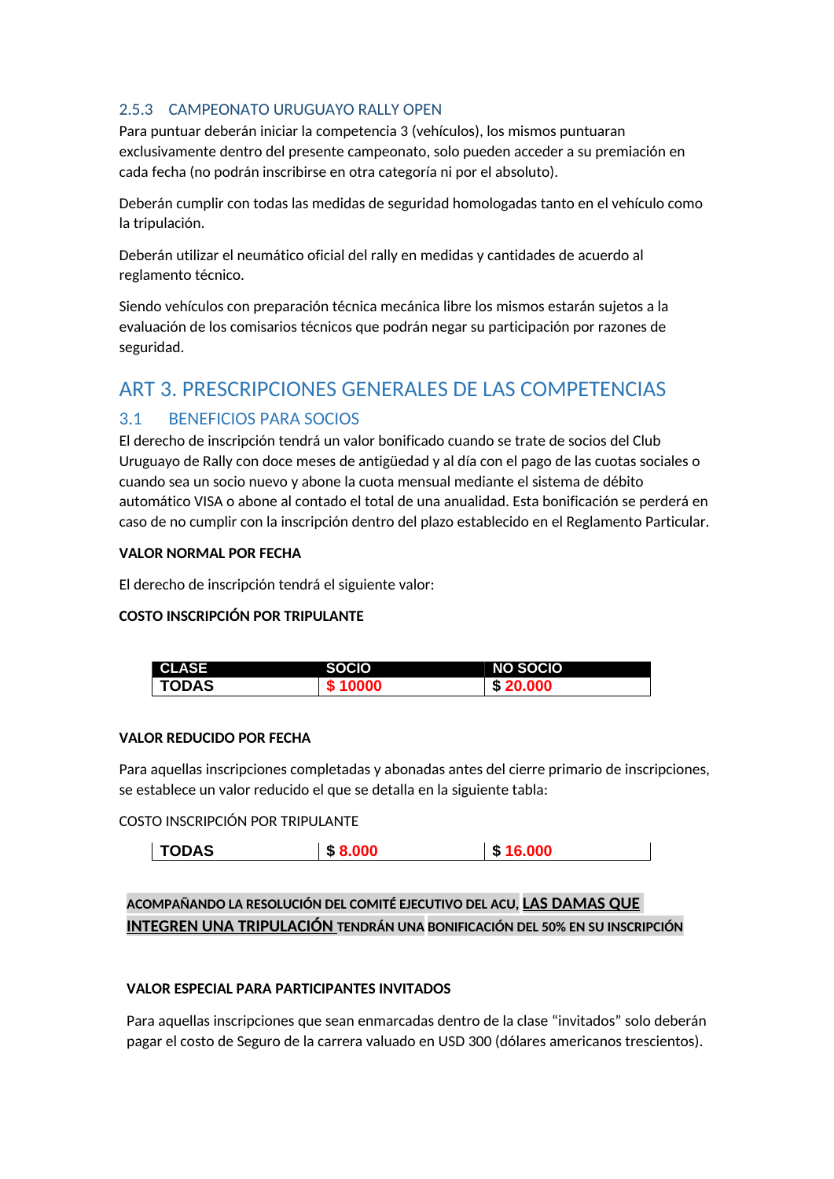### 2.5.3 CAMPEONATO URUGUAYO RALLY OPEN

Para puntuar deberán iniciar la competencia 3 (vehículos), los mismos puntuaran exclusivamente dentro del presente campeonato, solo pueden acceder a su premiación en cada fecha (no podrán inscribirse en otra categoría ni por el absoluto).

Deberán cumplir con todas las medidas de seguridad homologadas tanto en el vehículo como la tripulación.

Deberán utilizar el neumático oficial del rally en medidas y cantidades de acuerdo al reglamento técnico.

Siendo vehículos con preparación técnica mecánica libre los mismos estarán sujetos a la evaluación de los comisarios técnicos que podrán negar su participación por razones de seguridad.

# ART 3. PRESCRIPCIONES GENERALES DE LAS COMPETENCIAS

## 3.1 BENEFICIOS PARA SOCIOS

El derecho de inscripción tendrá un valor bonificado cuando se trate de socios del Club Uruguayo de Rally con doce meses de antigüedad y al día con el pago de las cuotas sociales o cuando sea un socio nuevo y abone la cuota mensual mediante el sistema de débito automático VISA o abone al contado el total de una anualidad. Esta bonificación se perderá en caso de no cumplir con la inscripción dentro del plazo establecido en el Reglamento Particular.

**VALOR NORMAL POR FECHA**

El derecho de inscripción tendrá el siguiente valor:

**COSTO INSCRIPCIÓN POR TRIPULANTE**

| CLASE | SOCIO | NO SOCIO |
|---|---|---|
| TODAS | $ 10000 | $ 20.000 |

**VALOR REDUCIDO POR FECHA**

Para aquellas inscripciones completadas y abonadas antes del cierre primario de inscripciones, se establece un valor reducido el que se detalla en la siguiente tabla:

COSTO INSCRIPCIÓN POR TRIPULANTE

| CLASE | SOCIO | NO SOCIO |
|---|---|---|
| TODAS | $ 8.000 | $ 16.000 |

**ACOMPAÑANDO LA RESOLUCIÓN DEL COMITÉ EJECUTIVO DEL ACU, <u>LAS DAMAS QUE INTEGREN UNA TRIPULACIÓN</u> TENDRÁN UNA BONIFICACIÓN DEL 50% EN SU INSCRIPCIÓN**

**VALOR ESPECIAL PARA PARTICIPANTES INVITADOS**

Para aquellas inscripciones que sean enmarcadas dentro de la clase "invitados" solo deberán pagar el costo de Seguro de la carrera valuado en USD 300 (dólares americanos trescientos).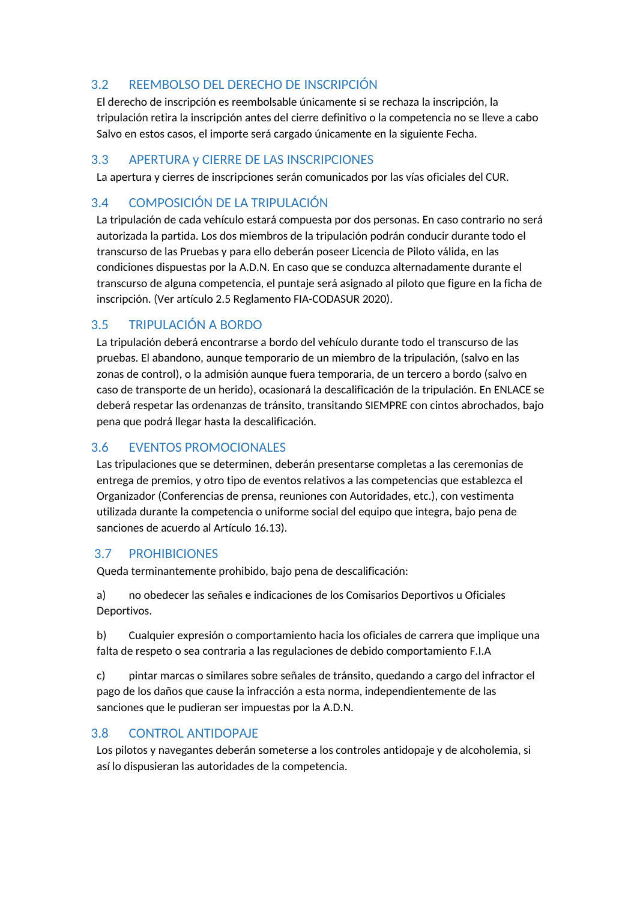### 3.2 REEMBOLSO DEL DERECHO DE INSCRIPCIÓN

El derecho de inscripción es reembolsable únicamente si se rechaza la inscripción, la tripulación retira la inscripción antes del cierre definitivo o la competencia no se lleve a cabo Salvo en estos casos, el importe será cargado únicamente en la siguiente Fecha.

### 3.3 APERTURA y CIERRE DE LAS INSCRIPCIONES

La apertura y cierres de inscripciones serán comunicados por las vías oficiales del CUR.

### 3.4 COMPOSICIÓN DE LA TRIPULACIÓN

La tripulación de cada vehículo estará compuesta por dos personas. En caso contrario no será autorizada la partida. Los dos miembros de la tripulación podrán conducir durante todo el transcurso de las Pruebas y para ello deberán poseer Licencia de Piloto válida, en las condiciones dispuestas por la A.D.N. En caso que se conduzca alternadamente durante el transcurso de alguna competencia, el puntaje será asignado al piloto que figure en la ficha de inscripción. (Ver artículo 2.5 Reglamento FIA-CODASUR 2020).

### 3.5 TRIPULACIÓN A BORDO

La tripulación deberá encontrarse a bordo del vehículo durante todo el transcurso de las pruebas. El abandono, aunque temporario de un miembro de la tripulación, (salvo en las zonas de control), o la admisión aunque fuera temporaria, de un tercero a bordo (salvo en caso de transporte de un herido), ocasionará la descalificación de la tripulación. En ENLACE se deberá respetar las ordenanzas de tránsito, transitando SIEMPRE con cintos abrochados, bajo pena que podrá llegar hasta la descalificación.

### 3.6 EVENTOS PROMOCIONALES

Las tripulaciones que se determinen, deberán presentarse completas a las ceremonias de entrega de premios, y otro tipo de eventos relativos a las competencias que establezca el Organizador (Conferencias de prensa, reuniones con Autoridades, etc.), con vestimenta utilizada durante la competencia o uniforme social del equipo que integra, bajo pena de sanciones de acuerdo al Artículo 16.13).

### 3.7 PROHIBICIONES

Queda terminantemente prohibido, bajo pena de descalificación:

a) no obedecer las señales e indicaciones de los Comisarios Deportivos u Oficiales Deportivos.

b) Cualquier expresión o comportamiento hacia los oficiales de carrera que implique una falta de respeto o sea contraria a las regulaciones de debido comportamiento F.I.A

c) pintar marcas o similares sobre señales de tránsito, quedando a cargo del infractor el pago de los daños que cause la infracción a esta norma, independientemente de las sanciones que le pudieran ser impuestas por la A.D.N.

### 3.8 CONTROL ANTIDOPAJE

Los pilotos y navegantes deberán someterse a los controles antidopaje y de alcoholemia, si así lo dispusieran las autoridades de la competencia.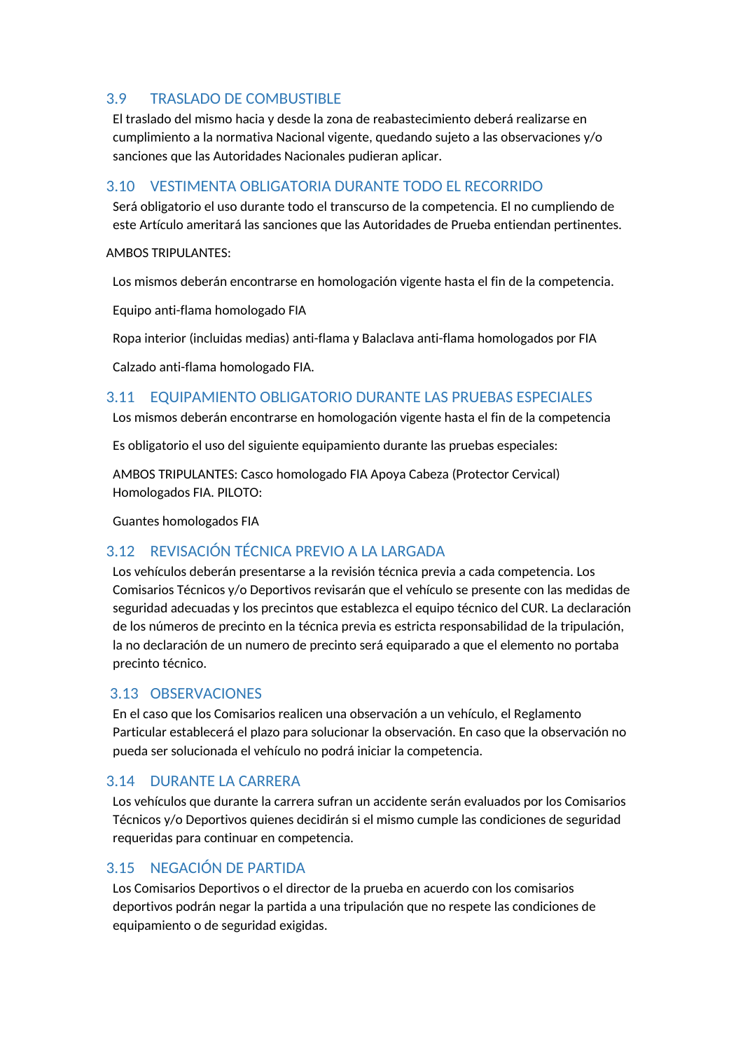### 3.9 TRASLADO DE COMBUSTIBLE

El traslado del mismo hacia y desde la zona de reabastecimiento deberá realizarse en cumplimiento a la normativa Nacional vigente, quedando sujeto a las observaciones y/o sanciones que las Autoridades Nacionales pudieran aplicar.

### 3.10 VESTIMENTA OBLIGATORIA DURANTE TODO EL RECORRIDO

Será obligatorio el uso durante todo el transcurso de la competencia. El no cumpliendo de este Artículo ameritará las sanciones que las Autoridades de Prueba entiendan pertinentes.

AMBOS TRIPULANTES:

Los mismos deberán encontrarse en homologación vigente hasta el fin de la competencia.

Equipo anti-flama homologado FIA

Ropa interior (incluidas medias) anti-flama y Balaclava anti-flama homologados por FIA

Calzado anti-flama homologado FIA.

### 3.11 EQUIPAMIENTO OBLIGATORIO DURANTE LAS PRUEBAS ESPECIALES

Los mismos deberán encontrarse en homologación vigente hasta el fin de la competencia

Es obligatorio el uso del siguiente equipamiento durante las pruebas especiales:

AMBOS TRIPULANTES: Casco homologado FIA Apoya Cabeza (Protector Cervical) Homologados FIA. PILOTO:

Guantes homologados FIA

### 3.12 REVISACIÓN TÉCNICA PREVIO A LA LARGADA

Los vehículos deberán presentarse a la revisión técnica previa a cada competencia. Los Comisarios Técnicos y/o Deportivos revisarán que el vehículo se presente con las medidas de seguridad adecuadas y los precintos que establezca el equipo técnico del CUR. La declaración de los números de precinto en la técnica previa es estricta responsabilidad de la tripulación, la no declaración de un numero de precinto será equiparado a que el elemento no portaba precinto técnico.

### 3.13 OBSERVACIONES

En el caso que los Comisarios realicen una observación a un vehículo, el Reglamento Particular establecerá el plazo para solucionar la observación. En caso que la observación no pueda ser solucionada el vehículo no podrá iniciar la competencia.

### 3.14 DURANTE LA CARRERA

Los vehículos que durante la carrera sufran un accidente serán evaluados por los Comisarios Técnicos y/o Deportivos quienes decidirán si el mismo cumple las condiciones de seguridad requeridas para continuar en competencia.

### 3.15 NEGACIÓN DE PARTIDA

Los Comisarios Deportivos o el director de la prueba en acuerdo con los comisarios deportivos podrán negar la partida a una tripulación que no respete las condiciones de equipamiento o de seguridad exigidas.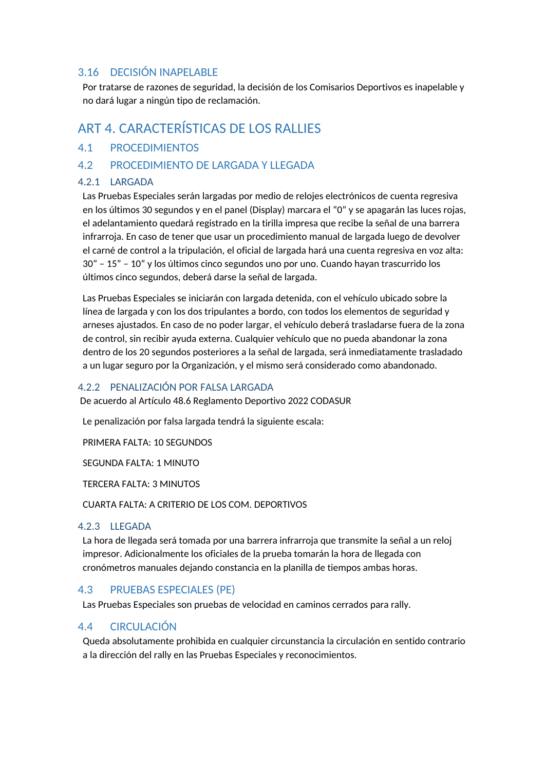### 3.16 DECISIÓN INAPELABLE

Por tratarse de razones de seguridad, la decisión de los Comisarios Deportivos es inapelable y no dará lugar a ningún tipo de reclamación.

## ART 4. CARACTERÍSTICAS DE LOS RALLIES

### 4.1 PROCEDIMIENTOS

### 4.2 PROCEDIMIENTO DE LARGADA Y LLEGADA

#### 4.2.1 LARGADA

Las Pruebas Especiales serán largadas por medio de relojes electrónicos de cuenta regresiva en los últimos 30 segundos y en el panel (Display) marcara el "0" y se apagarán las luces rojas, el adelantamiento quedará registrado en la tirilla impresa que recibe la señal de una barrera infrarroja. En caso de tener que usar un procedimiento manual de largada luego de devolver el carné de control a la tripulación, el oficial de largada hará una cuenta regresiva en voz alta: 30" – 15" – 10" y los últimos cinco segundos uno por uno. Cuando hayan trascurrido los últimos cinco segundos, deberá darse la señal de largada.

Las Pruebas Especiales se iniciarán con largada detenida, con el vehículo ubicado sobre la línea de largada y con los dos tripulantes a bordo, con todos los elementos de seguridad y arneses ajustados. En caso de no poder largar, el vehículo deberá trasladarse fuera de la zona de control, sin recibir ayuda externa. Cualquier vehículo que no pueda abandonar la zona dentro de los 20 segundos posteriores a la señal de largada, será inmediatamente trasladado a un lugar seguro por la Organización, y el mismo será considerado como abandonado.

#### 4.2.2 PENALIZACIÓN POR FALSA LARGADA

De acuerdo al Artículo 48.6 Reglamento Deportivo 2022 CODASUR

Le penalización por falsa largada tendrá la siguiente escala:

PRIMERA FALTA: 10 SEGUNDOS

SEGUNDA FALTA: 1 MINUTO

TERCERA FALTA: 3 MINUTOS

CUARTA FALTA: A CRITERIO DE LOS COM. DEPORTIVOS

#### 4.2.3 LLEGADA

La hora de llegada será tomada por una barrera infrarroja que transmite la señal a un reloj impresor. Adicionalmente los oficiales de la prueba tomarán la hora de llegada con cronómetros manuales dejando constancia en la planilla de tiempos ambas horas.

### 4.3 PRUEBAS ESPECIALES (PE)

Las Pruebas Especiales son pruebas de velocidad en caminos cerrados para rally.

### 4.4 CIRCULACIÓN

Queda absolutamente prohibida en cualquier circunstancia la circulación en sentido contrario a la dirección del rally en las Pruebas Especiales y reconocimientos.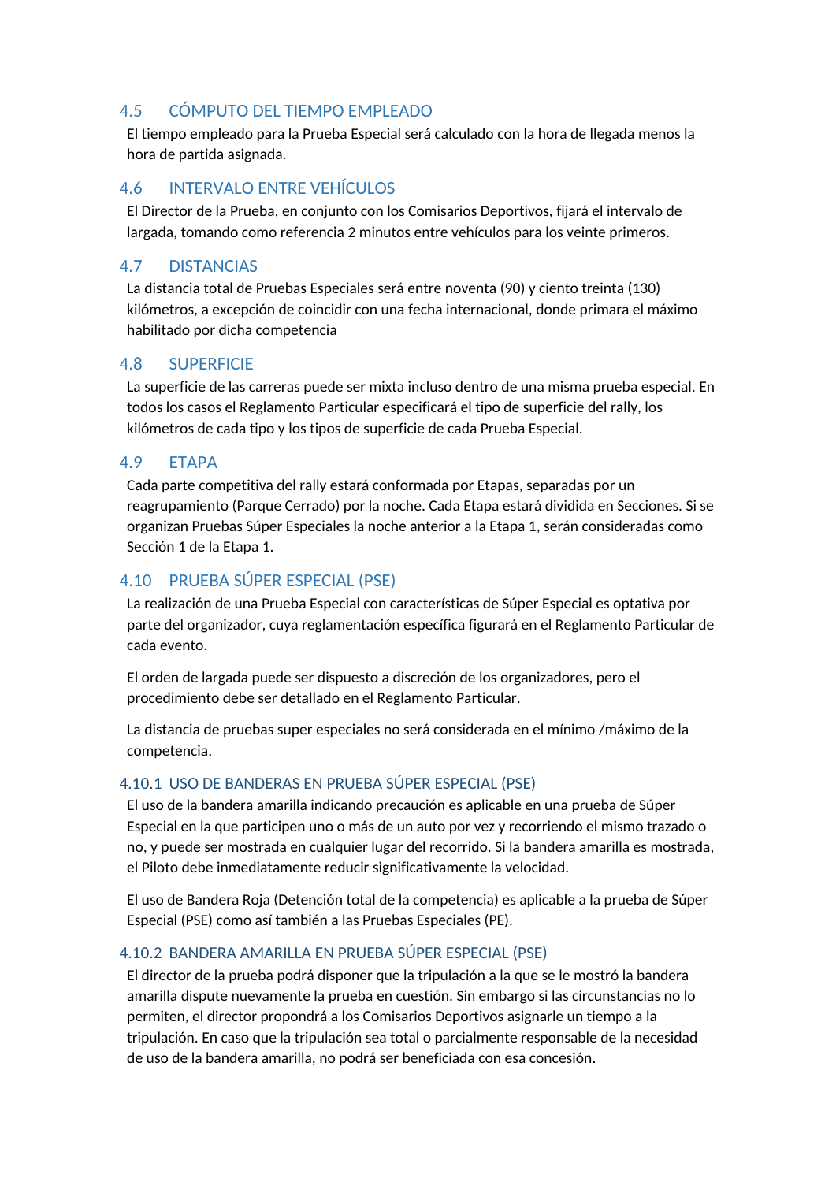## 4.5 CÓMPUTO DEL TIEMPO EMPLEADO

El tiempo empleado para la Prueba Especial será calculado con la hora de llegada menos la hora de partida asignada.

## 4.6 INTERVALO ENTRE VEHÍCULOS

El Director de la Prueba, en conjunto con los Comisarios Deportivos, fijará el intervalo de largada, tomando como referencia 2 minutos entre vehículos para los veinte primeros.

## 4.7 DISTANCIAS

La distancia total de Pruebas Especiales será entre noventa (90) y ciento treinta (130) kilómetros, a excepción de coincidir con una fecha internacional, donde primara el máximo habilitado por dicha competencia

## 4.8 SUPERFICIE

La superficie de las carreras puede ser mixta incluso dentro de una misma prueba especial. En todos los casos el Reglamento Particular especificará el tipo de superficie del rally, los kilómetros de cada tipo y los tipos de superficie de cada Prueba Especial.

## 4.9 ETAPA

Cada parte competitiva del rally estará conformada por Etapas, separadas por un reagrupamiento (Parque Cerrado) por la noche. Cada Etapa estará dividida en Secciones. Si se organizan Pruebas Súper Especiales la noche anterior a la Etapa 1, serán consideradas como Sección 1 de la Etapa 1.

## 4.10 PRUEBA SÚPER ESPECIAL (PSE)

La realización de una Prueba Especial con características de Súper Especial es optativa por parte del organizador, cuya reglamentación específica figurará en el Reglamento Particular de cada evento.

El orden de largada puede ser dispuesto a discreción de los organizadores, pero el procedimiento debe ser detallado en el Reglamento Particular.

La distancia de pruebas super especiales no será considerada en el mínimo /máximo de la competencia.

### 4.10.1 USO DE BANDERAS EN PRUEBA SÚPER ESPECIAL (PSE)

El uso de la bandera amarilla indicando precaución es aplicable en una prueba de Súper Especial en la que participen uno o más de un auto por vez y recorriendo el mismo trazado o no, y puede ser mostrada en cualquier lugar del recorrido. Si la bandera amarilla es mostrada, el Piloto debe inmediatamente reducir significativamente la velocidad.

El uso de Bandera Roja (Detención total de la competencia) es aplicable a la prueba de Súper Especial (PSE) como así también a las Pruebas Especiales (PE).

### 4.10.2 BANDERA AMARILLA EN PRUEBA SÚPER ESPECIAL (PSE)

El director de la prueba podrá disponer que la tripulación a la que se le mostró la bandera amarilla dispute nuevamente la prueba en cuestión. Sin embargo si las circunstancias no lo permiten, el director propondrá a los Comisarios Deportivos asignarle un tiempo a la tripulación. En caso que la tripulación sea total o parcialmente responsable de la necesidad de uso de la bandera amarilla, no podrá ser beneficiada con esa concesión.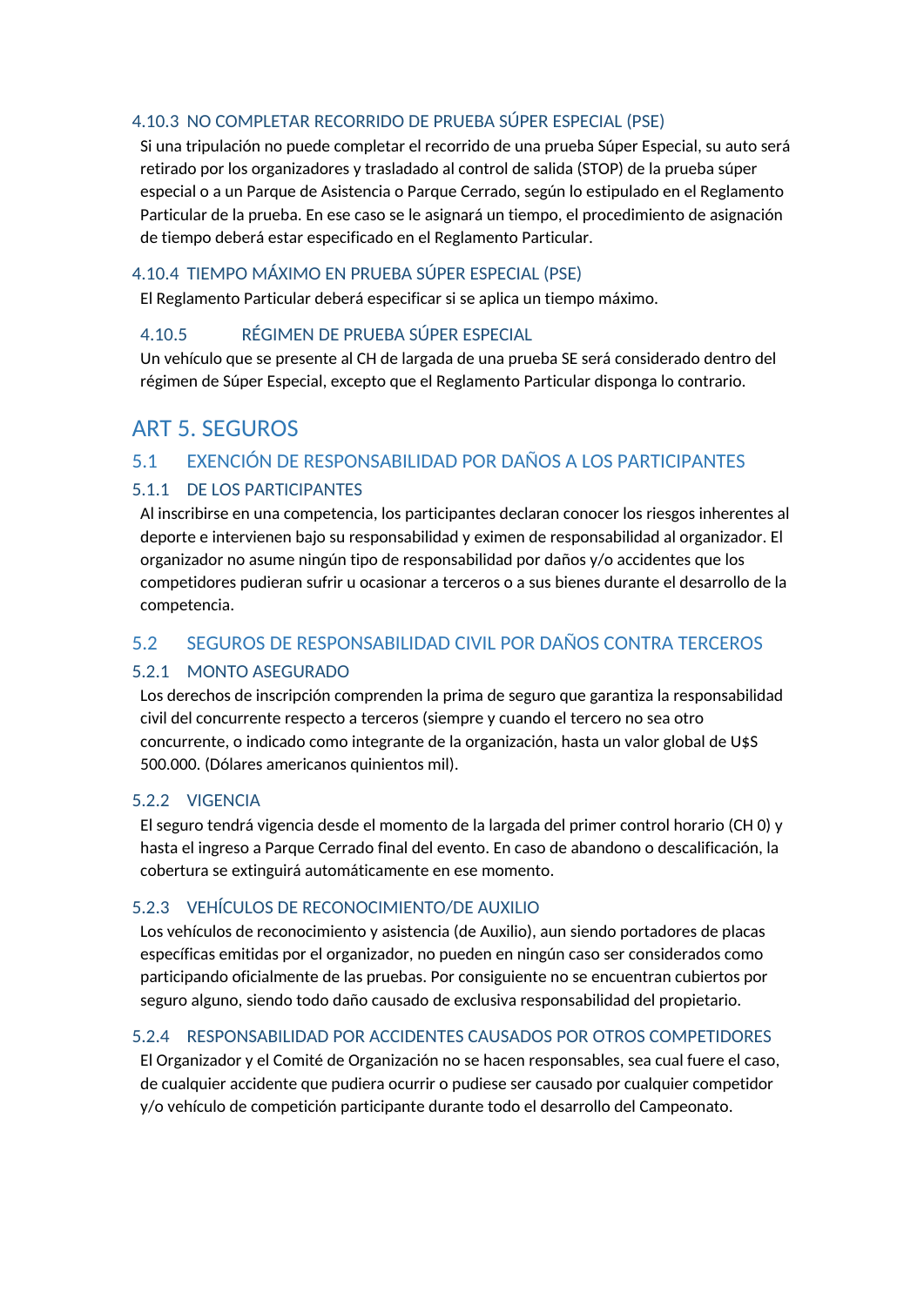#### 4.10.3 NO COMPLETAR RECORRIDO DE PRUEBA SÚPER ESPECIAL (PSE)

Si una tripulación no puede completar el recorrido de una prueba Súper Especial, su auto será retirado por los organizadores y trasladado al control de salida (STOP) de la prueba súper especial o a un Parque de Asistencia o Parque Cerrado, según lo estipulado en el Reglamento Particular de la prueba. En ese caso se le asignará un tiempo, el procedimiento de asignación de tiempo deberá estar especificado en el Reglamento Particular.

#### 4.10.4 TIEMPO MÁXIMO EN PRUEBA SÚPER ESPECIAL (PSE)

El Reglamento Particular deberá especificar si se aplica un tiempo máximo.

#### 4.10.5 RÉGIMEN DE PRUEBA SÚPER ESPECIAL

Un vehículo que se presente al CH de largada de una prueba SE será considerado dentro del régimen de Súper Especial, excepto que el Reglamento Particular disponga lo contrario.

# ART 5. SEGUROS

## 5.1 EXENCIÓN DE RESPONSABILIDAD POR DAÑOS A LOS PARTICIPANTES

### 5.1.1 DE LOS PARTICIPANTES

Al inscribirse en una competencia, los participantes declaran conocer los riesgos inherentes al deporte e intervienen bajo su responsabilidad y eximen de responsabilidad al organizador. El organizador no asume ningún tipo de responsabilidad por daños y/o accidentes que los competidores pudieran sufrir u ocasionar a terceros o a sus bienes durante el desarrollo de la competencia.

## 5.2 SEGUROS DE RESPONSABILIDAD CIVIL POR DAÑOS CONTRA TERCEROS

### 5.2.1 MONTO ASEGURADO

Los derechos de inscripción comprenden la prima de seguro que garantiza la responsabilidad civil del concurrente respecto a terceros (siempre y cuando el tercero no sea otro concurrente, o indicado como integrante de la organización, hasta un valor global de U$S 500.000. (Dólares americanos quinientos mil).

### 5.2.2 VIGENCIA

El seguro tendrá vigencia desde el momento de la largada del primer control horario (CH 0) y hasta el ingreso a Parque Cerrado final del evento. En caso de abandono o descalificación, la cobertura se extinguirá automáticamente en ese momento.

### 5.2.3 VEHÍCULOS DE RECONOCIMIENTO/DE AUXILIO

Los vehículos de reconocimiento y asistencia (de Auxilio), aun siendo portadores de placas específicas emitidas por el organizador, no pueden en ningún caso ser considerados como participando oficialmente de las pruebas. Por consiguiente no se encuentran cubiertos por seguro alguno, siendo todo daño causado de exclusiva responsabilidad del propietario.

### 5.2.4 RESPONSABILIDAD POR ACCIDENTES CAUSADOS POR OTROS COMPETIDORES

El Organizador y el Comité de Organización no se hacen responsables, sea cual fuere el caso, de cualquier accidente que pudiera ocurrir o pudiese ser causado por cualquier competidor y/o vehículo de competición participante durante todo el desarrollo del Campeonato.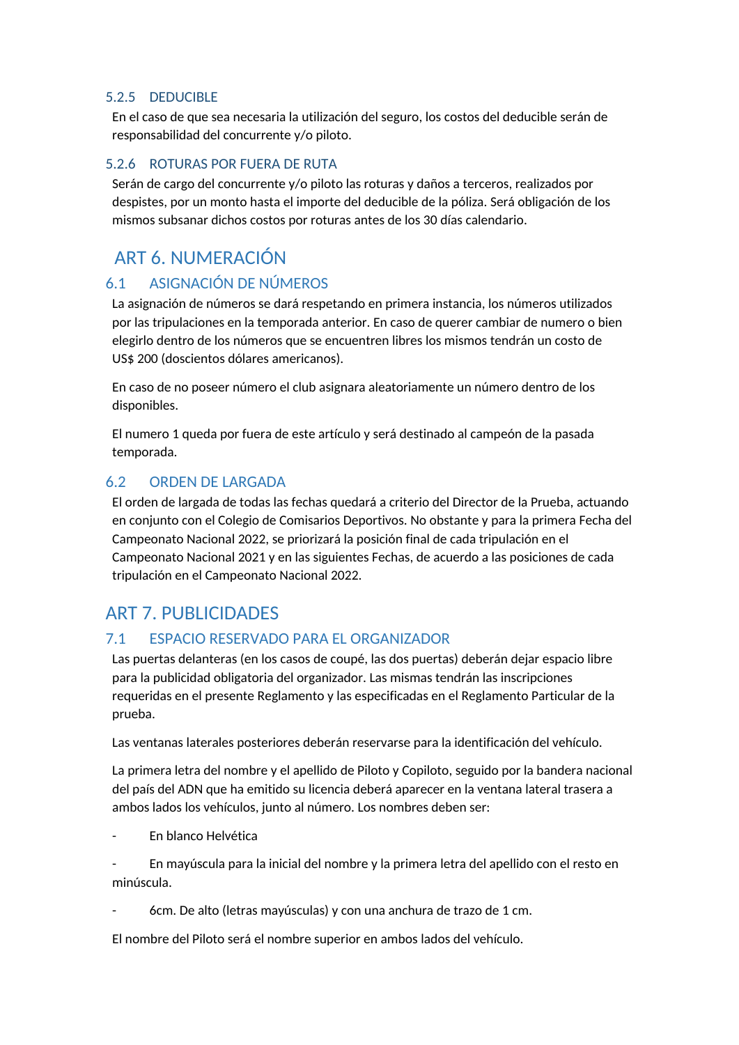#### 5.2.5 DEDUCIBLE

En el caso de que sea necesaria la utilización del seguro, los costos del deducible serán de responsabilidad del concurrente y/o piloto.

#### 5.2.6 ROTURAS POR FUERA DE RUTA

Serán de cargo del concurrente y/o piloto las roturas y daños a terceros, realizados por despistes, por un monto hasta el importe del deducible de la póliza. Será obligación de los mismos subsanar dichos costos por roturas antes de los 30 días calendario.

## ART 6. NUMERACIÓN

### 6.1 ASIGNACIÓN DE NÚMEROS

La asignación de números se dará respetando en primera instancia, los números utilizados por las tripulaciones en la temporada anterior. En caso de querer cambiar de numero o bien elegirlo dentro de los números que se encuentren libres los mismos tendrán un costo de US$ 200 (doscientos dólares americanos).

En caso de no poseer número el club asignara aleatoriamente un número dentro de los disponibles.

El numero 1 queda por fuera de este artículo y será destinado al campeón de la pasada temporada.

### 6.2 ORDEN DE LARGADA

El orden de largada de todas las fechas quedará a criterio del Director de la Prueba, actuando en conjunto con el Colegio de Comisarios Deportivos. No obstante y para la primera Fecha del Campeonato Nacional 2022, se priorizará la posición final de cada tripulación en el Campeonato Nacional 2021 y en las siguientes Fechas, de acuerdo a las posiciones de cada tripulación en el Campeonato Nacional 2022.

## ART 7. PUBLICIDADES

### 7.1 ESPACIO RESERVADO PARA EL ORGANIZADOR

Las puertas delanteras (en los casos de coupé, las dos puertas) deberán dejar espacio libre para la publicidad obligatoria del organizador. Las mismas tendrán las inscripciones requeridas en el presente Reglamento y las especificadas en el Reglamento Particular de la prueba.

Las ventanas laterales posteriores deberán reservarse para la identificación del vehículo.

La primera letra del nombre y el apellido de Piloto y Copiloto, seguido por la bandera nacional del país del ADN que ha emitido su licencia deberá aparecer en la ventana lateral trasera a ambos lados los vehículos, junto al número. Los nombres deben ser:

- En blanco Helvética
- En mayúscula para la inicial del nombre y la primera letra del apellido con el resto en minúscula.
- 6cm. De alto (letras mayúsculas) y con una anchura de trazo de 1 cm.

El nombre del Piloto será el nombre superior en ambos lados del vehículo.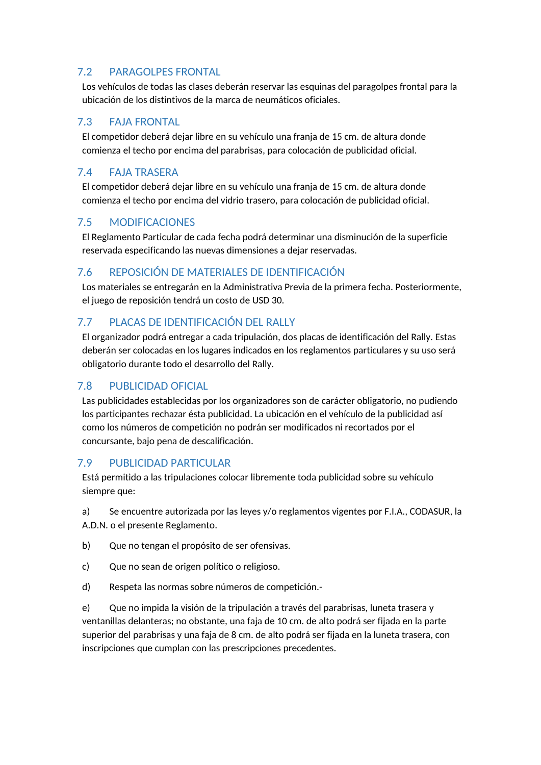## 7.2 PARAGOLPES FRONTAL

Los vehículos de todas las clases deberán reservar las esquinas del paragolpes frontal para la ubicación de los distintivos de la marca de neumáticos oficiales.

## 7.3 FAJA FRONTAL

El competidor deberá dejar libre en su vehículo una franja de 15 cm. de altura donde comienza el techo por encima del parabrisas, para colocación de publicidad oficial.

## 7.4 FAJA TRASERA

El competidor deberá dejar libre en su vehículo una franja de 15 cm. de altura donde comienza el techo por encima del vidrio trasero, para colocación de publicidad oficial.

## 7.5 MODIFICACIONES

El Reglamento Particular de cada fecha podrá determinar una disminución de la superficie reservada especificando las nuevas dimensiones a dejar reservadas.

## 7.6 REPOSICIÓN DE MATERIALES DE IDENTIFICACIÓN

Los materiales se entregarán en la Administrativa Previa de la primera fecha. Posteriormente, el juego de reposición tendrá un costo de USD 30.

## 7.7 PLACAS DE IDENTIFICACIÓN DEL RALLY

El organizador podrá entregar a cada tripulación, dos placas de identificación del Rally. Estas deberán ser colocadas en los lugares indicados en los reglamentos particulares y su uso será obligatorio durante todo el desarrollo del Rally.

## 7.8 PUBLICIDAD OFICIAL

Las publicidades establecidas por los organizadores son de carácter obligatorio, no pudiendo los participantes rechazar ésta publicidad. La ubicación en el vehículo de la publicidad así como los números de competición no podrán ser modificados ni recortados por el concursante, bajo pena de descalificación.

## 7.9 PUBLICIDAD PARTICULAR

Está permitido a las tripulaciones colocar libremente toda publicidad sobre su vehículo siempre que:

a) Se encuentre autorizada por las leyes y/o reglamentos vigentes por F.I.A., CODASUR, la A.D.N. o el presente Reglamento.

b) Que no tengan el propósito de ser ofensivas.

c) Que no sean de origen político o religioso.

d) Respeta las normas sobre números de competición.-

e) Que no impida la visión de la tripulación a través del parabrisas, luneta trasera y ventanillas delanteras; no obstante, una faja de 10 cm. de alto podrá ser fijada en la parte superior del parabrisas y una faja de 8 cm. de alto podrá ser fijada en la luneta trasera, con inscripciones que cumplan con las prescripciones precedentes.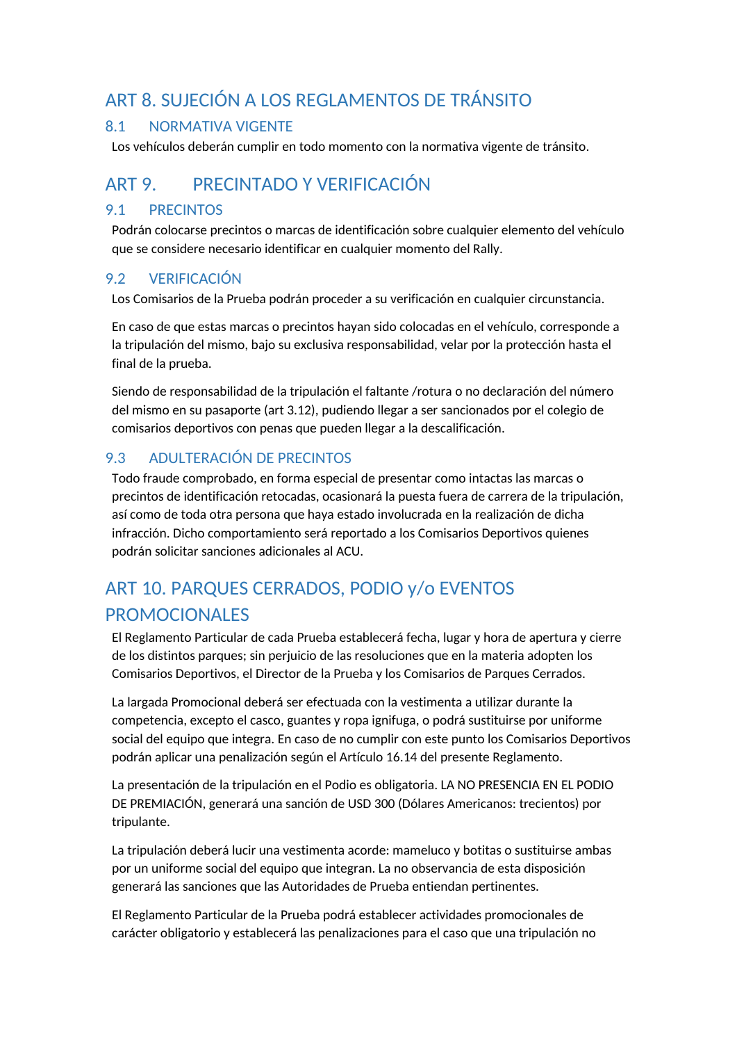# ART 8. SUJECIÓN A LOS REGLAMENTOS DE TRÁNSITO

## 8.1 NORMATIVA VIGENTE

Los vehículos deberán cumplir en todo momento con la normativa vigente de tránsito.

# ART 9. PRECINTADO Y VERIFICACIÓN

## 9.1 PRECINTOS

Podrán colocarse precintos o marcas de identificación sobre cualquier elemento del vehículo que se considere necesario identificar en cualquier momento del Rally.

## 9.2 VERIFICACIÓN

Los Comisarios de la Prueba podrán proceder a su verificación en cualquier circunstancia.

En caso de que estas marcas o precintos hayan sido colocadas en el vehículo, corresponde a la tripulación del mismo, bajo su exclusiva responsabilidad, velar por la protección hasta el final de la prueba.

Siendo de responsabilidad de la tripulación el faltante /rotura o no declaración del número del mismo en su pasaporte (art 3.12), pudiendo llegar a ser sancionados por el colegio de comisarios deportivos con penas que pueden llegar a la descalificación.

## 9.3 ADULTERACIÓN DE PRECINTOS

Todo fraude comprobado, en forma especial de presentar como intactas las marcas o precintos de identificación retocadas, ocasionará la puesta fuera de carrera de la tripulación, así como de toda otra persona que haya estado involucrada en la realización de dicha infracción. Dicho comportamiento será reportado a los Comisarios Deportivos quienes podrán solicitar sanciones adicionales al ACU.

# ART 10. PARQUES CERRADOS, PODIO y/o EVENTOS PROMOCIONALES

El Reglamento Particular de cada Prueba establecerá fecha, lugar y hora de apertura y cierre de los distintos parques; sin perjuicio de las resoluciones que en la materia adopten los Comisarios Deportivos, el Director de la Prueba y los Comisarios de Parques Cerrados.

La largada Promocional deberá ser efectuada con la vestimenta a utilizar durante la competencia, excepto el casco, guantes y ropa ignífuga, o podrá sustituirse por uniforme social del equipo que integra. En caso de no cumplir con este punto los Comisarios Deportivos podrán aplicar una penalización según el Artículo 16.14 del presente Reglamento.

La presentación de la tripulación en el Podio es obligatoria. LA NO PRESENCIA EN EL PODIO DE PREMIACIÓN, generará una sanción de USD 300 (Dólares Americanos: trecientos) por tripulante.

La tripulación deberá lucir una vestimenta acorde: mameluco y botitas o sustituirse ambas por un uniforme social del equipo que integran. La no observancia de esta disposición generará las sanciones que las Autoridades de Prueba entiendan pertinentes.

El Reglamento Particular de la Prueba podrá establecer actividades promocionales de carácter obligatorio y establecerá las penalizaciones para el caso que una tripulación no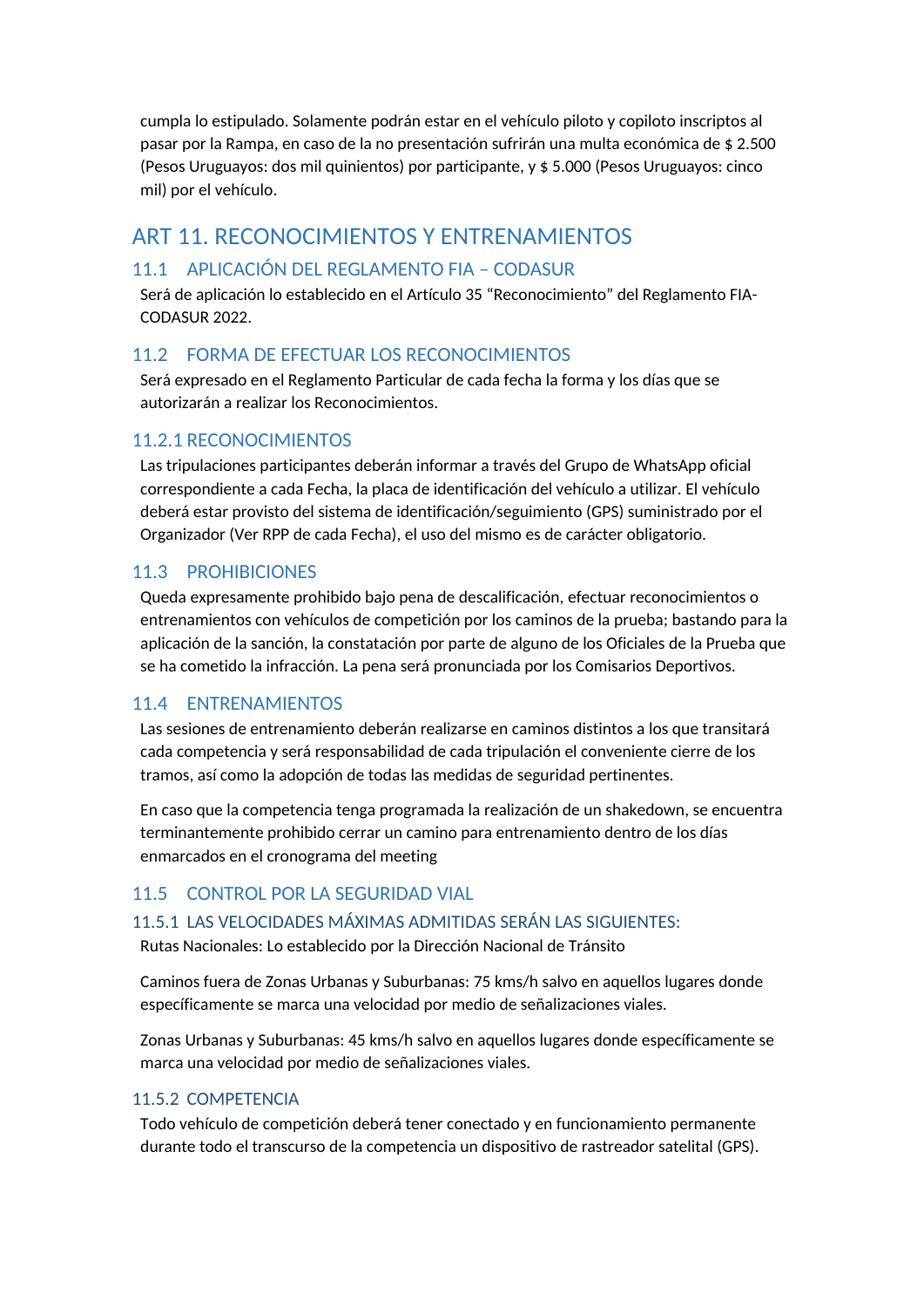cumpla lo estipulado. Solamente podrán estar en el vehículo piloto y copiloto inscriptos al pasar por la Rampa, en caso de la no presentación sufrirán una multa económica de $ 2.500 (Pesos Uruguayos: dos mil quinientos) por participante, y $ 5.000 (Pesos Uruguayos: cinco mil) por el vehículo.

# ART 11. RECONOCIMIENTOS Y ENTRENAMIENTOS

## 11.1 APLICACIÓN DEL REGLAMENTO FIA – CODASUR

Será de aplicación lo establecido en el Artículo 35 “Reconocimiento” del Reglamento FIA-CODASUR 2022.

## 11.2 FORMA DE EFECTUAR LOS RECONOCIMIENTOS

Será expresado en el Reglamento Particular de cada fecha la forma y los días que se autorizarán a realizar los Reconocimientos.

### 11.2.1 RECONOCIMIENTOS

Las tripulaciones participantes deberán informar a través del Grupo de WhatsApp oficial correspondiente a cada Fecha, la placa de identificación del vehículo a utilizar. El vehículo deberá estar provisto del sistema de identificación/seguimiento (GPS) suministrado por el Organizador (Ver RPP de cada Fecha), el uso del mismo es de carácter obligatorio.

## 11.3 PROHIBICIONES

Queda expresamente prohibido bajo pena de descalificación, efectuar reconocimientos o entrenamientos con vehículos de competición por los caminos de la prueba; bastando para la aplicación de la sanción, la constatación por parte de alguno de los Oficiales de la Prueba que se ha cometido la infracción. La pena será pronunciada por los Comisarios Deportivos.

## 11.4 ENTRENAMIENTOS

Las sesiones de entrenamiento deberán realizarse en caminos distintos a los que transitará cada competencia y será responsabilidad de cada tripulación el conveniente cierre de los tramos, así como la adopción de todas las medidas de seguridad pertinentes.

En caso que la competencia tenga programada la realización de un shakedown, se encuentra terminantemente prohibido cerrar un camino para entrenamiento dentro de los días enmarcados en el cronograma del meeting

## 11.5 CONTROL POR LA SEGURIDAD VIAL

### 11.5.1 LAS VELOCIDADES MÁXIMAS ADMITIDAS SERÁN LAS SIGUIENTES:

Rutas Nacionales: Lo establecido por la Dirección Nacional de Tránsito

Caminos fuera de Zonas Urbanas y Suburbanas: 75 kms/h salvo en aquellos lugares donde específicamente se marca una velocidad por medio de señalizaciones viales.

Zonas Urbanas y Suburbanas: 45 kms/h salvo en aquellos lugares donde específicamente se marca una velocidad por medio de señalizaciones viales.

### 11.5.2 COMPETENCIA

Todo vehículo de competición deberá tener conectado y en funcionamiento permanente durante todo el transcurso de la competencia un dispositivo de rastreador satelital (GPS).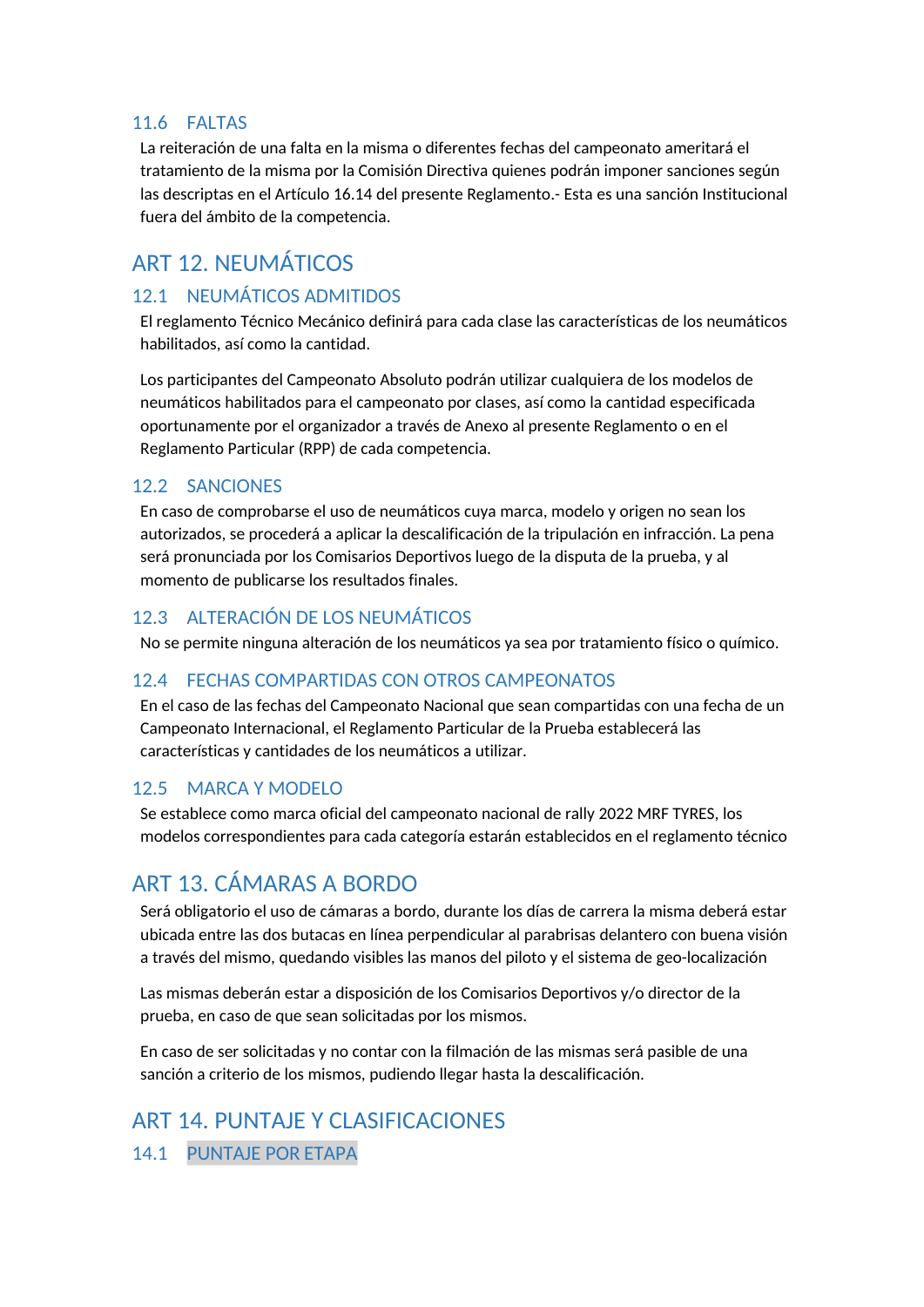### 11.6 FALTAS

La reiteración de una falta en la misma o diferentes fechas del campeonato ameritará el tratamiento de la misma por la Comisión Directiva quienes podrán imponer sanciones según las descriptas en el Artículo 16.14 del presente Reglamento.- Esta es una sanción Institucional fuera del ámbito de la competencia.

## ART 12. NEUMÁTICOS

### 12.1 NEUMÁTICOS ADMITIDOS

El reglamento Técnico Mecánico definirá para cada clase las características de los neumáticos habilitados, así como la cantidad.

Los participantes del Campeonato Absoluto podrán utilizar cualquiera de los modelos de neumáticos habilitados para el campeonato por clases, así como la cantidad especificada oportunamente por el organizador a través de Anexo al presente Reglamento o en el Reglamento Particular (RPP) de cada competencia.

### 12.2 SANCIONES

En caso de comprobarse el uso de neumáticos cuya marca, modelo y origen no sean los autorizados, se procederá a aplicar la descalificación de la tripulación en infracción. La pena será pronunciada por los Comisarios Deportivos luego de la disputa de la prueba, y al momento de publicarse los resultados finales.

### 12.3 ALTERACIÓN DE LOS NEUMÁTICOS

No se permite ninguna alteración de los neumáticos ya sea por tratamiento físico o químico.

### 12.4 FECHAS COMPARTIDAS CON OTROS CAMPEONATOS

En el caso de las fechas del Campeonato Nacional que sean compartidas con una fecha de un Campeonato Internacional, el Reglamento Particular de la Prueba establecerá las características y cantidades de los neumáticos a utilizar.

### 12.5 MARCA Y MODELO

Se establece como marca oficial del campeonato nacional de rally 2022 MRF TYRES, los modelos correspondientes para cada categoría estarán establecidos en el reglamento técnico

## ART 13. CÁMARAS A BORDO

Será obligatorio el uso de cámaras a bordo, durante los días de carrera la misma deberá estar ubicada entre las dos butacas en línea perpendicular al parabrisas delantero con buena visión a través del mismo, quedando visibles las manos del piloto y el sistema de geo-localización

Las mismas deberán estar a disposición de los Comisarios Deportivos y/o director de la prueba, en caso de que sean solicitadas por los mismos.

En caso de ser solicitadas y no contar con la filmación de las mismas será pasible de una sanción a criterio de los mismos, pudiendo llegar hasta la descalificación.

## ART 14. PUNTAJE Y CLASIFICACIONES

### 14.1 PUNTAJE POR ETAPA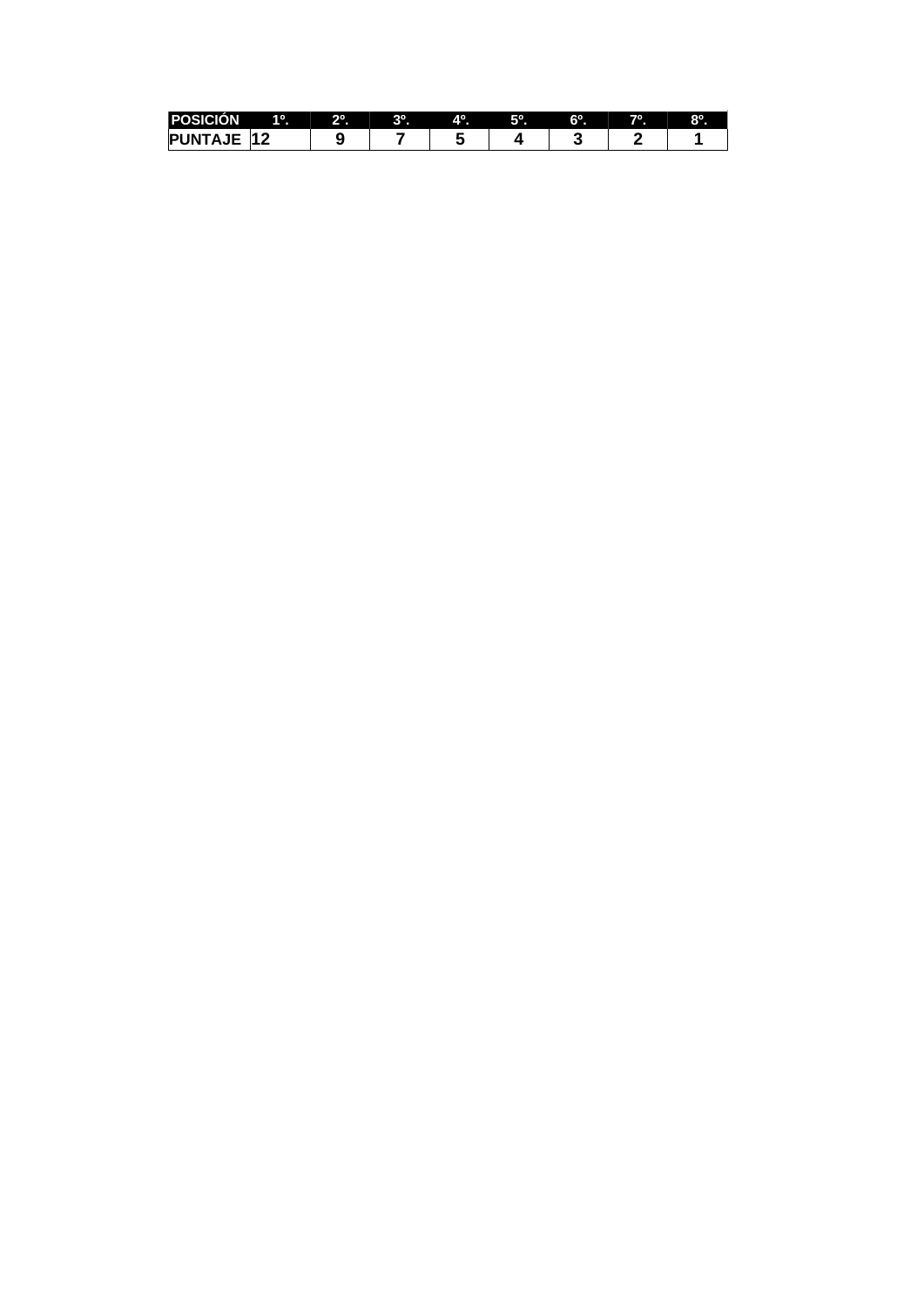| POSICIÓN | 1º. | 2º. | 3º. | 4º. | 5º. | 6º. | 7º. | 8º. |
|---|---|---|---|---|---|---|---|---|
| PUNTAJE | 12 | 9 | 7 | 5 | 4 | 3 | 2 | 1 |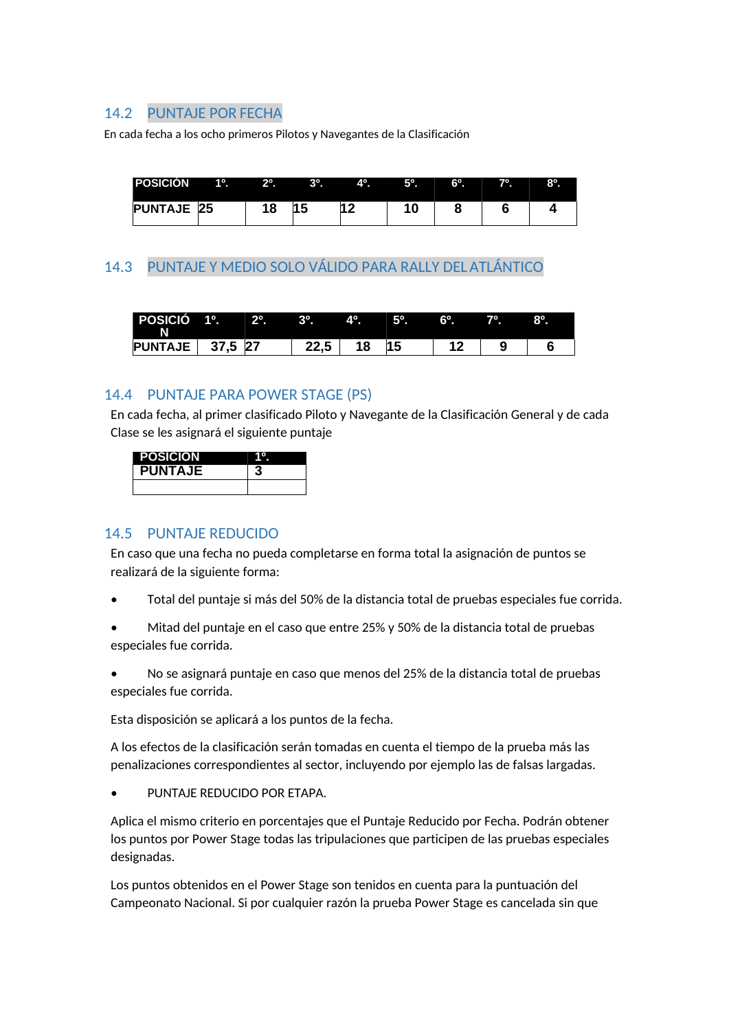## 14.2 PUNTAJE POR FECHA

En cada fecha a los ocho primeros Pilotos y Navegantes de la Clasificación

| POSICIÓN | 1º. | 2º. | 3º. | 4º. | 5º. | 6º. | 7º. | 8º. |
|---|---|---|---|---|---|---|---|---|
| PUNTAJE | 25 | 18 | 15 | 12 | 10 | 8 | 6 | 4 |

## 14.3 PUNTAJE Y MEDIO SOLO VÁLIDO PARA RALLY DEL ATLÁNTICO

| POSICIÓN | 1º. | 2º. | 3º. | 4º. | 5º. | 6º. | 7º. | 8º. |
|---|---|---|---|---|---|---|---|---|
| PUNTAJE | 37,5 | 27 | 22,5 | 18 | 15 | 12 | 9 | 6 |

## 14.4 PUNTAJE PARA POWER STAGE (PS)

En cada fecha, al primer clasificado Piloto y Navegante de la Clasificación General y de cada Clase se les asignará el siguiente puntaje

| POSICION | 1º. |
|---|---|
| PUNTAJE | 3 |
| | |

## 14.5 PUNTAJE REDUCIDO

En caso que una fecha no pueda completarse en forma total la asignación de puntos se realizará de la siguiente forma:

- Total del puntaje si más del 50% de la distancia total de pruebas especiales fue corrida.
- Mitad del puntaje en el caso que entre 25% y 50% de la distancia total de pruebas especiales fue corrida.
- No se asignará puntaje en caso que menos del 25% de la distancia total de pruebas especiales fue corrida.

Esta disposición se aplicará a los puntos de la fecha.

A los efectos de la clasificación serán tomadas en cuenta el tiempo de la prueba más las penalizaciones correspondientes al sector, incluyendo por ejemplo las de falsas largadas.

- PUNTAJE REDUCIDO POR ETAPA.

Aplica el mismo criterio en porcentajes que el Puntaje Reducido por Fecha. Podrán obtener los puntos por Power Stage todas las tripulaciones que participen de las pruebas especiales designadas.

Los puntos obtenidos en el Power Stage son tenidos en cuenta para la puntuación del Campeonato Nacional. Si por cualquier razón la prueba Power Stage es cancelada sin que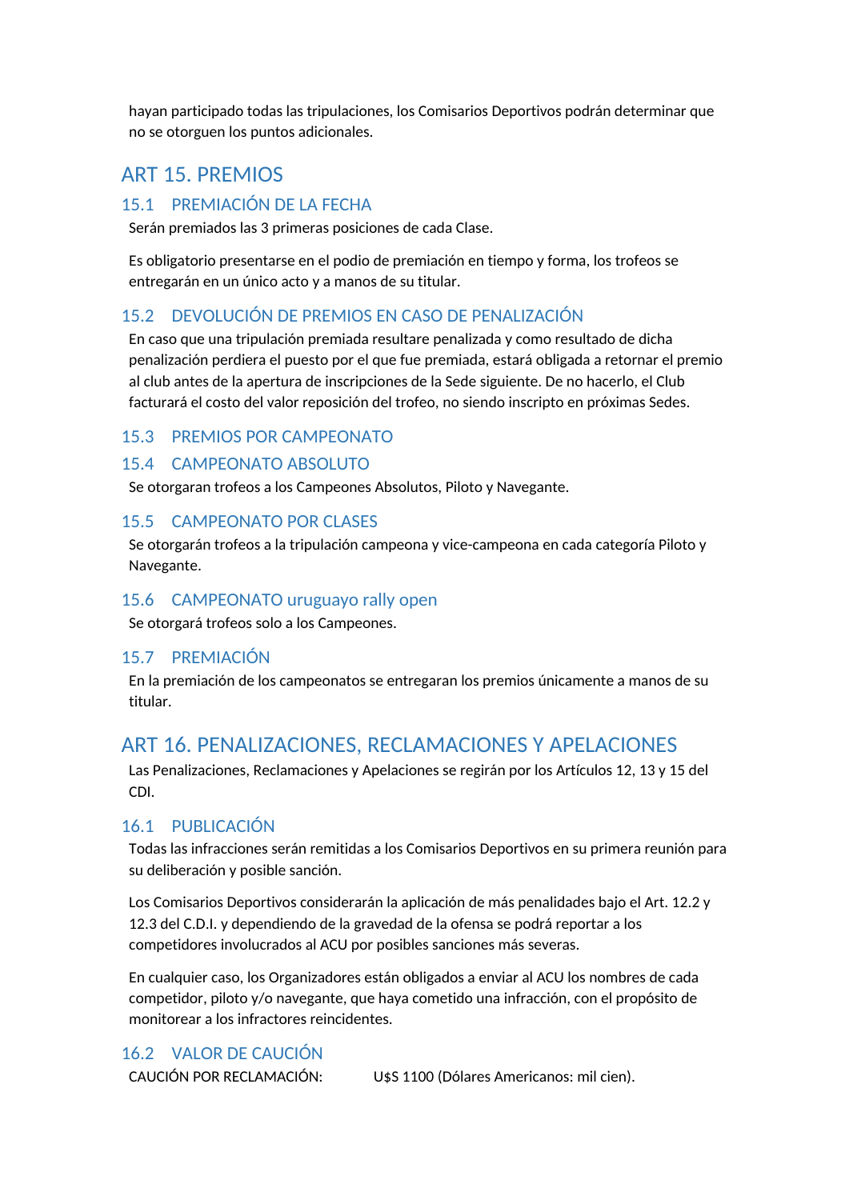hayan participado todas las tripulaciones, los Comisarios Deportivos podrán determinar que no se otorguen los puntos adicionales.

# ART 15. PREMIOS

## 15.1 PREMIACIÓN DE LA FECHA

Serán premiados las 3 primeras posiciones de cada Clase.

Es obligatorio presentarse en el podio de premiación en tiempo y forma, los trofeos se entregarán en un único acto y a manos de su titular.

## 15.2 DEVOLUCIÓN DE PREMIOS EN CASO DE PENALIZACIÓN

En caso que una tripulación premiada resultare penalizada y como resultado de dicha penalización perdiera el puesto por el que fue premiada, estará obligada a retornar el premio al club antes de la apertura de inscripciones de la Sede siguiente. De no hacerlo, el Club facturará el costo del valor reposición del trofeo, no siendo inscripto en próximas Sedes.

## 15.3 PREMIOS POR CAMPEONATO

## 15.4 CAMPEONATO ABSOLUTO

Se otorgaran trofeos a los Campeones Absolutos, Piloto y Navegante.

## 15.5 CAMPEONATO POR CLASES

Se otorgarán trofeos a la tripulación campeona y vice-campeona en cada categoría Piloto y Navegante.

## 15.6 CAMPEONATO uruguayo rally open

Se otorgará trofeos solo a los Campeones.

## 15.7 PREMIACIÓN

En la premiación de los campeonatos se entregaran los premios únicamente a manos de su titular.

# ART 16. PENALIZACIONES, RECLAMACIONES Y APELACIONES

Las Penalizaciones, Reclamaciones y Apelaciones se regirán por los Artículos 12, 13 y 15 del CDI.

## 16.1 PUBLICACIÓN

Todas las infracciones serán remitidas a los Comisarios Deportivos en su primera reunión para su deliberación y posible sanción.

Los Comisarios Deportivos considerarán la aplicación de más penalidades bajo el Art. 12.2 y 12.3 del C.D.I. y dependiendo de la gravedad de la ofensa se podrá reportar a los competidores involucrados al ACU por posibles sanciones más severas.

En cualquier caso, los Organizadores están obligados a enviar al ACU los nombres de cada competidor, piloto y/o navegante, que haya cometido una infracción, con el propósito de monitorear a los infractores reincidentes.

## 16.2 VALOR DE CAUCIÓN

CAUCIÓN POR RECLAMACIÓN: U$S 1100 (Dólares Americanos: mil cien).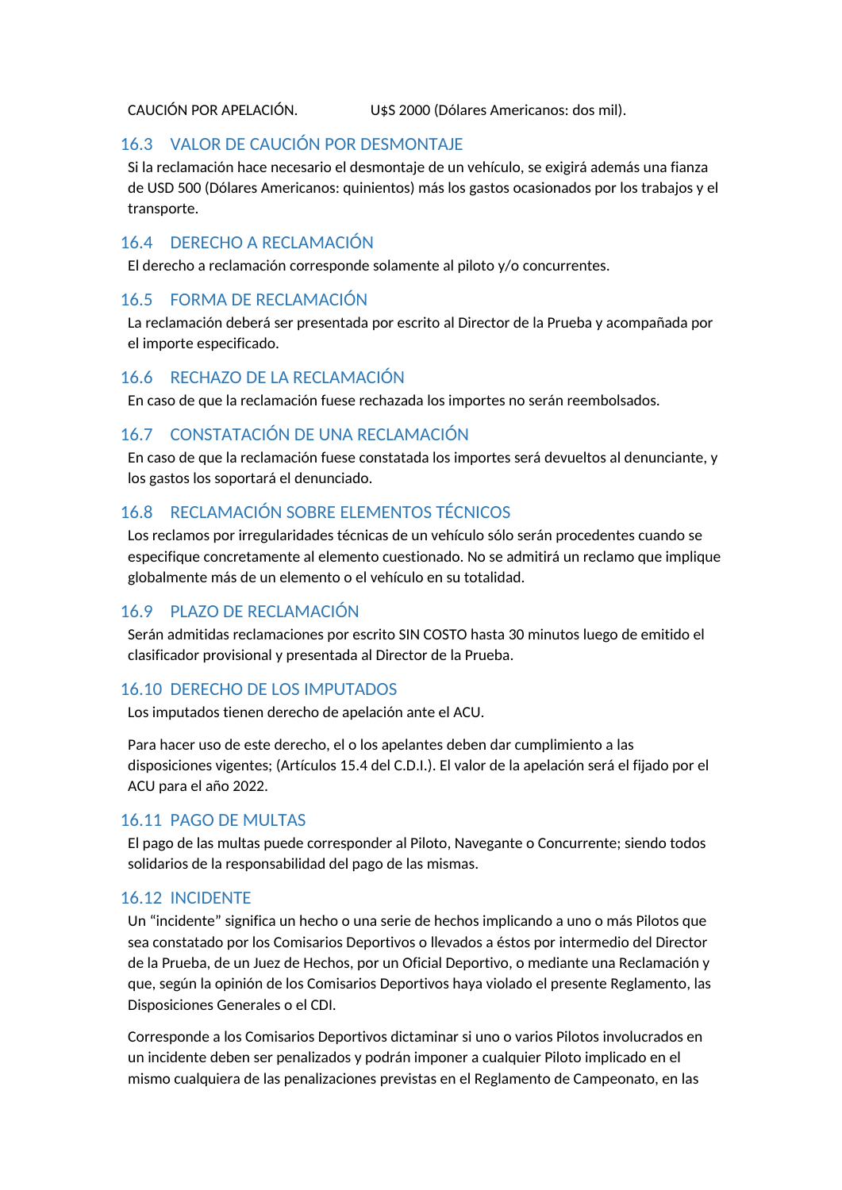CAUCIÓN POR APELACIÓN. U$S 2000 (Dólares Americanos: dos mil).

### 16.3 VALOR DE CAUCIÓN POR DESMONTAJE

Si la reclamación hace necesario el desmontaje de un vehículo, se exigirá además una fianza de USD 500 (Dólares Americanos: quinientos) más los gastos ocasionados por los trabajos y el transporte.

### 16.4 DERECHO A RECLAMACIÓN

El derecho a reclamación corresponde solamente al piloto y/o concurrentes.

### 16.5 FORMA DE RECLAMACIÓN

La reclamación deberá ser presentada por escrito al Director de la Prueba y acompañada por el importe especificado.

### 16.6 RECHAZO DE LA RECLAMACIÓN

En caso de que la reclamación fuese rechazada los importes no serán reembolsados.

### 16.7 CONSTATACIÓN DE UNA RECLAMACIÓN

En caso de que la reclamación fuese constatada los importes será devueltos al denunciante, y los gastos los soportará el denunciado.

### 16.8 RECLAMACIÓN SOBRE ELEMENTOS TÉCNICOS

Los reclamos por irregularidades técnicas de un vehículo sólo serán procedentes cuando se especifique concretamente al elemento cuestionado. No se admitirá un reclamo que implique globalmente más de un elemento o el vehículo en su totalidad.

### 16.9 PLAZO DE RECLAMACIÓN

Serán admitidas reclamaciones por escrito SIN COSTO hasta 30 minutos luego de emitido el clasificador provisional y presentada al Director de la Prueba.

### 16.10 DERECHO DE LOS IMPUTADOS

Los imputados tienen derecho de apelación ante el ACU.

Para hacer uso de este derecho, el o los apelantes deben dar cumplimiento a las disposiciones vigentes; (Artículos 15.4 del C.D.I.). El valor de la apelación será el fijado por el ACU para el año 2022.

### 16.11 PAGO DE MULTAS

El pago de las multas puede corresponder al Piloto, Navegante o Concurrente; siendo todos solidarios de la responsabilidad del pago de las mismas.

### 16.12 INCIDENTE

Un “incidente” significa un hecho o una serie de hechos implicando a uno o más Pilotos que sea constatado por los Comisarios Deportivos o llevados a éstos por intermedio del Director de la Prueba, de un Juez de Hechos, por un Oficial Deportivo, o mediante una Reclamación y que, según la opinión de los Comisarios Deportivos haya violado el presente Reglamento, las Disposiciones Generales o el CDI.

Corresponde a los Comisarios Deportivos dictaminar si uno o varios Pilotos involucrados en un incidente deben ser penalizados y podrán imponer a cualquier Piloto implicado en el mismo cualquiera de las penalizaciones previstas en el Reglamento de Campeonato, en las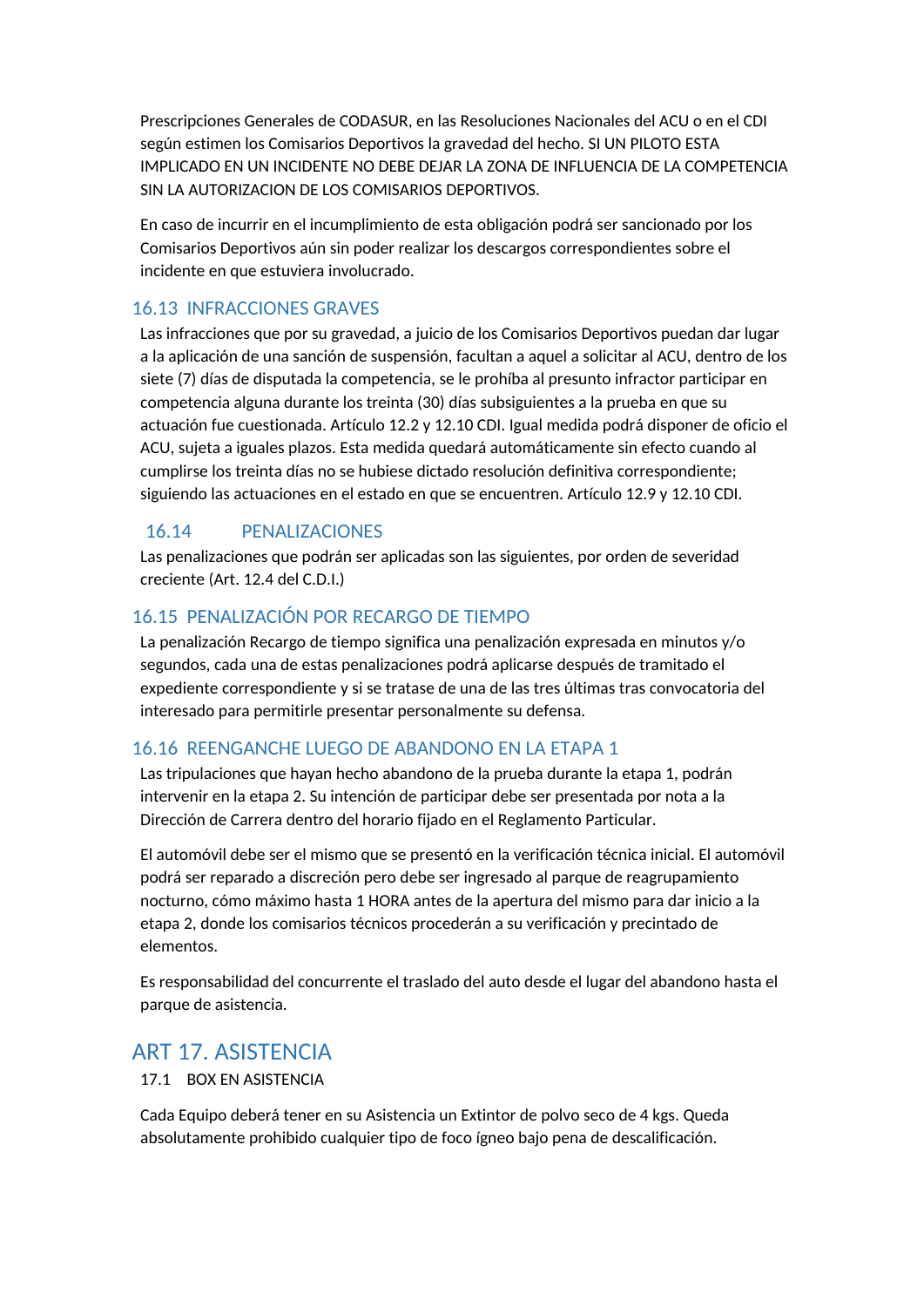Prescripciones Generales de CODASUR, en las Resoluciones Nacionales del ACU o en el CDI según estimen los Comisarios Deportivos la gravedad del hecho. SI UN PILOTO ESTA IMPLICADO EN UN INCIDENTE NO DEBE DEJAR LA ZONA DE INFLUENCIA DE LA COMPETENCIA SIN LA AUTORIZACION DE LOS COMISARIOS DEPORTIVOS.

En caso de incurrir en el incumplimiento de esta obligación podrá ser sancionado por los Comisarios Deportivos aún sin poder realizar los descargos correspondientes sobre el incidente en que estuviera involucrado.

### 16.13 INFRACCIONES GRAVES

Las infracciones que por su gravedad, a juicio de los Comisarios Deportivos puedan dar lugar a la aplicación de una sanción de suspensión, facultan a aquel a solicitar al ACU, dentro de los siete (7) días de disputada la competencia, se le prohíba al presunto infractor participar en competencia alguna durante los treinta (30) días subsiguientes a la prueba en que su actuación fue cuestionada. Artículo 12.2 y 12.10 CDI. Igual medida podrá disponer de oficio el ACU, sujeta a iguales plazos. Esta medida quedará automáticamente sin efecto cuando al cumplirse los treinta días no se hubiese dictado resolución definitiva correspondiente; siguiendo las actuaciones en el estado en que se encuentren. Artículo 12.9 y 12.10 CDI.

### 16.14 PENALIZACIONES

Las penalizaciones que podrán ser aplicadas son las siguientes, por orden de severidad creciente (Art. 12.4 del C.D.I.)

### 16.15 PENALIZACIÓN POR RECARGO DE TIEMPO

La penalización Recargo de tiempo significa una penalización expresada en minutos y/o segundos, cada una de estas penalizaciones podrá aplicarse después de tramitado el expediente correspondiente y si se tratase de una de las tres últimas tras convocatoria del interesado para permitirle presentar personalmente su defensa.

### 16.16 REENGANCHE LUEGO DE ABANDONO EN LA ETAPA 1

Las tripulaciones que hayan hecho abandono de la prueba durante la etapa 1, podrán intervenir en la etapa 2. Su intención de participar debe ser presentada por nota a la Dirección de Carrera dentro del horario fijado en el Reglamento Particular.

El automóvil debe ser el mismo que se presentó en la verificación técnica inicial. El automóvil podrá ser reparado a discreción pero debe ser ingresado al parque de reagrupamiento nocturno, cómo máximo hasta 1 HORA antes de la apertura del mismo para dar inicio a la etapa 2, donde los comisarios técnicos procederán a su verificación y precintado de elementos.

Es responsabilidad del concurrente el traslado del auto desde el lugar del abandono hasta el parque de asistencia.

## ART 17. ASISTENCIA

17.1 BOX EN ASISTENCIA

Cada Equipo deberá tener en su Asistencia un Extintor de polvo seco de 4 kgs. Queda absolutamente prohibido cualquier tipo de foco ígneo bajo pena de descalificación.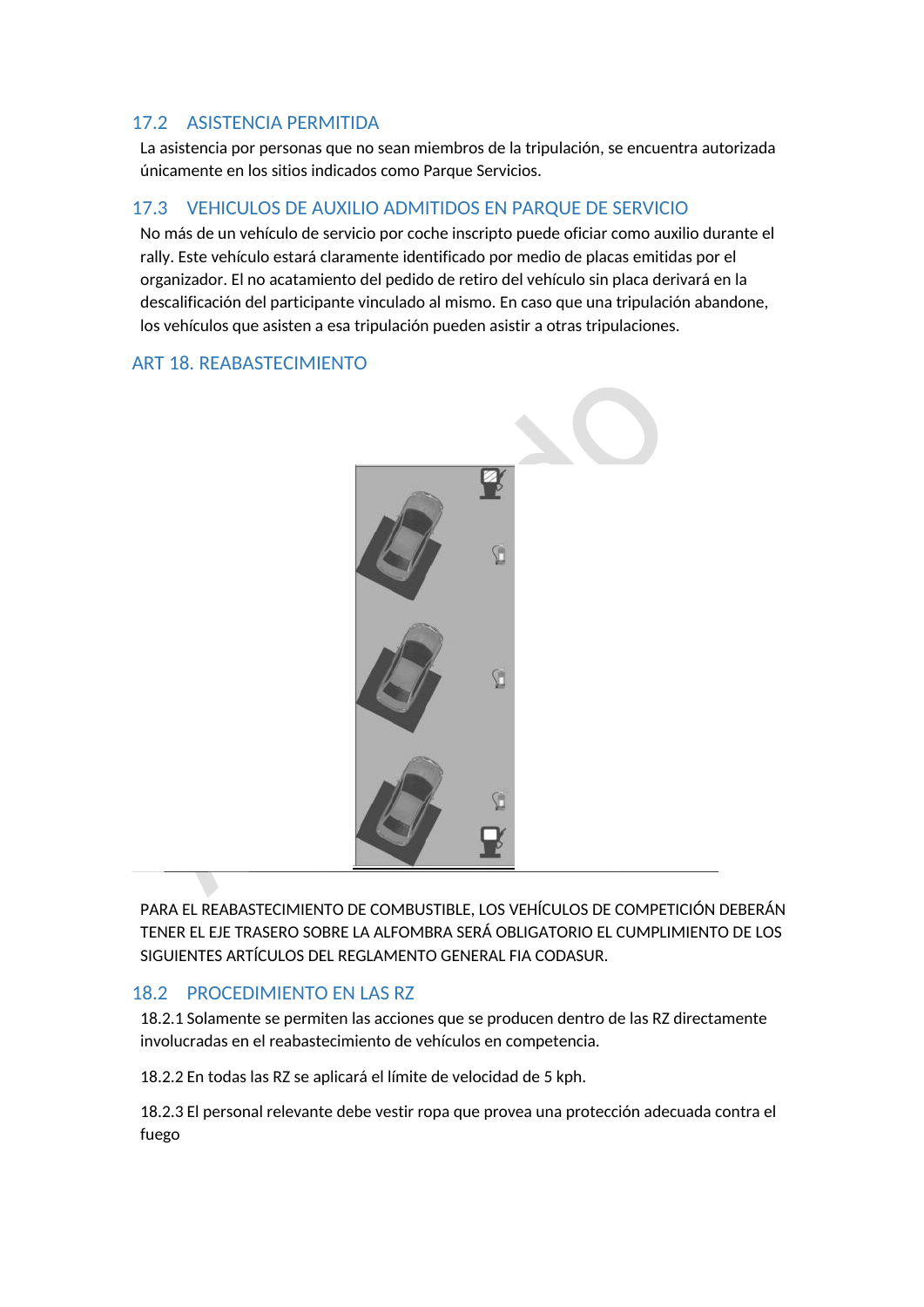## 17.2 ASISTENCIA PERMITIDA

La asistencia por personas que no sean miembros de la tripulación, se encuentra autorizada únicamente en los sitios indicados como Parque Servicios.

## 17.3 VEHICULOS DE AUXILIO ADMITIDOS EN PARQUE DE SERVICIO

No más de un vehículo de servicio por coche inscripto puede oficiar como auxilio durante el rally. Este vehículo estará claramente identificado por medio de placas emitidas por el organizador. El no acatamiento del pedido de retiro del vehículo sin placa derivará en la descalificación del participante vinculado al mismo. En caso que una tripulación abandone, los vehículos que asisten a esa tripulación pueden asistir a otras tripulaciones.

# ART 18. REABASTECIMIENTO

PARA EL REABASTECIMIENTO DE COMBUSTIBLE, LOS VEHÍCULOS DE COMPETICIÓN DEBERÁN TENER EL EJE TRASERO SOBRE LA ALFOMBRA SERÁ OBLIGATORIO EL CUMPLIMIENTO DE LOS SIGUIENTES ARTÍCULOS DEL REGLAMENTO GENERAL FIA CODASUR.

## 18.2 PROCEDIMIENTO EN LAS RZ

18.2.1 Solamente se permiten las acciones que se producen dentro de las RZ directamente involucradas en el reabastecimiento de vehículos en competencia.

18.2.2 En todas las RZ se aplicará el límite de velocidad de 5 kph.

18.2.3 El personal relevante debe vestir ropa que provea una protección adecuada contra el fuego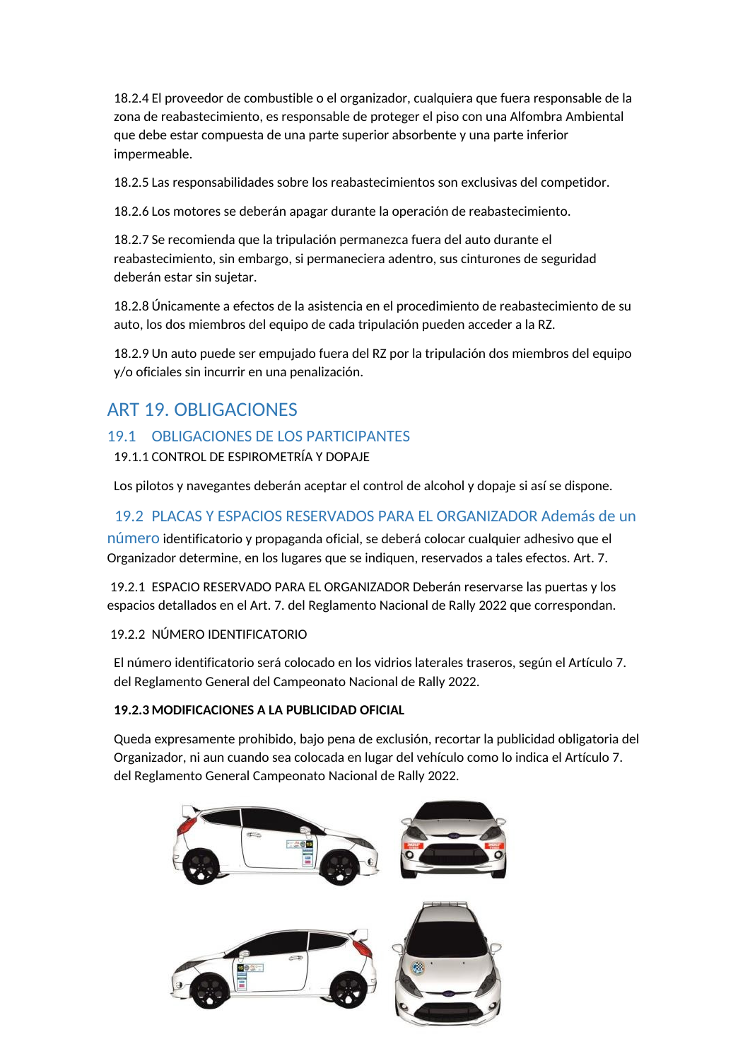18.2.4 El proveedor de combustible o el organizador, cualquiera que fuera responsable de la zona de reabastecimiento, es responsable de proteger el piso con una Alfombra Ambiental que debe estar compuesta de una parte superior absorbente y una parte inferior impermeable.

18.2.5 Las responsabilidades sobre los reabastecimientos son exclusivas del competidor.

18.2.6 Los motores se deberán apagar durante la operación de reabastecimiento.

18.2.7 Se recomienda que la tripulación permanezca fuera del auto durante el reabastecimiento, sin embargo, si permaneciera adentro, sus cinturones de seguridad deberán estar sin sujetar.

18.2.8 Únicamente a efectos de la asistencia en el procedimiento de reabastecimiento de su auto, los dos miembros del equipo de cada tripulación pueden acceder a la RZ.

18.2.9 Un auto puede ser empujado fuera del RZ por la tripulación dos miembros del equipo y/o oficiales sin incurrir en una penalización.

# ART 19. OBLIGACIONES

## 19.1 OBLIGACIONES DE LOS PARTICIPANTES

19.1.1 CONTROL DE ESPIROMETRÍA Y DOPAJE

Los pilotos y navegantes deberán aceptar el control de alcohol y dopaje si así se dispone.

## 19.2 PLACAS Y ESPACIOS RESERVADOS PARA EL ORGANIZADOR Además de un número identificatorio y propaganda oficial, se deberá colocar cualquier adhesivo que el Organizador determine, en los lugares que se indiquen, reservados a tales efectos. Art. 7.

19.2.1 ESPACIO RESERVADO PARA EL ORGANIZADOR Deberán reservarse las puertas y los espacios detallados en el Art. 7. del Reglamento Nacional de Rally 2022 que correspondan.

19.2.2 NÚMERO IDENTIFICATORIO

El número identificatorio será colocado en los vidrios laterales traseros, según el Artículo 7. del Reglamento General del Campeonato Nacional de Rally 2022.

**19.2.3 MODIFICACIONES A LA PUBLICIDAD OFICIAL**

Queda expresamente prohibido, bajo pena de exclusión, recortar la publicidad obligatoria del Organizador, ni aun cuando sea colocada en lugar del vehículo como lo indica el Artículo 7. del Reglamento General Campeonato Nacional de Rally 2022.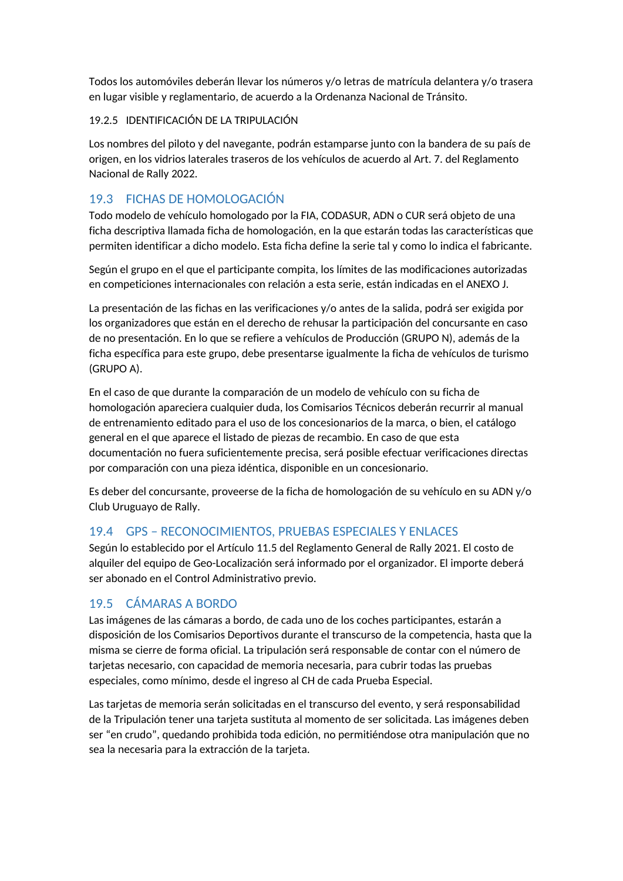Todos los automóviles deberán llevar los números y/o letras de matrícula delantera y/o trasera en lugar visible y reglamentario, de acuerdo a la Ordenanza Nacional de Tránsito.

#### 19.2.5 IDENTIFICACIÓN DE LA TRIPULACIÓN

Los nombres del piloto y del navegante, podrán estamparse junto con la bandera de su país de origen, en los vidrios laterales traseros de los vehículos de acuerdo al Art. 7. del Reglamento Nacional de Rally 2022.

### 19.3 FICHAS DE HOMOLOGACIÓN

Todo modelo de vehículo homologado por la FIA, CODASUR, ADN o CUR será objeto de una ficha descriptiva llamada ficha de homologación, en la que estarán todas las características que permiten identificar a dicho modelo. Esta ficha define la serie tal y como lo indica el fabricante.

Según el grupo en el que el participante compita, los límites de las modificaciones autorizadas en competiciones internacionales con relación a esta serie, están indicadas en el ANEXO J.

La presentación de las fichas en las verificaciones y/o antes de la salida, podrá ser exigida por los organizadores que están en el derecho de rehusar la participación del concursante en caso de no presentación. En lo que se refiere a vehículos de Producción (GRUPO N), además de la ficha específica para este grupo, debe presentarse igualmente la ficha de vehículos de turismo (GRUPO A).

En el caso de que durante la comparación de un modelo de vehículo con su ficha de homologación apareciera cualquier duda, los Comisarios Técnicos deberán recurrir al manual de entrenamiento editado para el uso de los concesionarios de la marca, o bien, el catálogo general en el que aparece el listado de piezas de recambio. En caso de que esta documentación no fuera suficientemente precisa, será posible efectuar verificaciones directas por comparación con una pieza idéntica, disponible en un concesionario.

Es deber del concursante, proveerse de la ficha de homologación de su vehículo en su ADN y/o Club Uruguayo de Rally.

### 19.4 GPS – RECONOCIMIENTOS, PRUEBAS ESPECIALES Y ENLACES

Según lo establecido por el Artículo 11.5 del Reglamento General de Rally 2021. El costo de alquiler del equipo de Geo-Localización será informado por el organizador. El importe deberá ser abonado en el Control Administrativo previo.

### 19.5 CÁMARAS A BORDO

Las imágenes de las cámaras a bordo, de cada uno de los coches participantes, estarán a disposición de los Comisarios Deportivos durante el transcurso de la competencia, hasta que la misma se cierre de forma oficial. La tripulación será responsable de contar con el número de tarjetas necesario, con capacidad de memoria necesaria, para cubrir todas las pruebas especiales, como mínimo, desde el ingreso al CH de cada Prueba Especial.

Las tarjetas de memoria serán solicitadas en el transcurso del evento, y será responsabilidad de la Tripulación tener una tarjeta sustituta al momento de ser solicitada. Las imágenes deben ser “en crudo”, quedando prohibida toda edición, no permitiéndose otra manipulación que no sea la necesaria para la extracción de la tarjeta.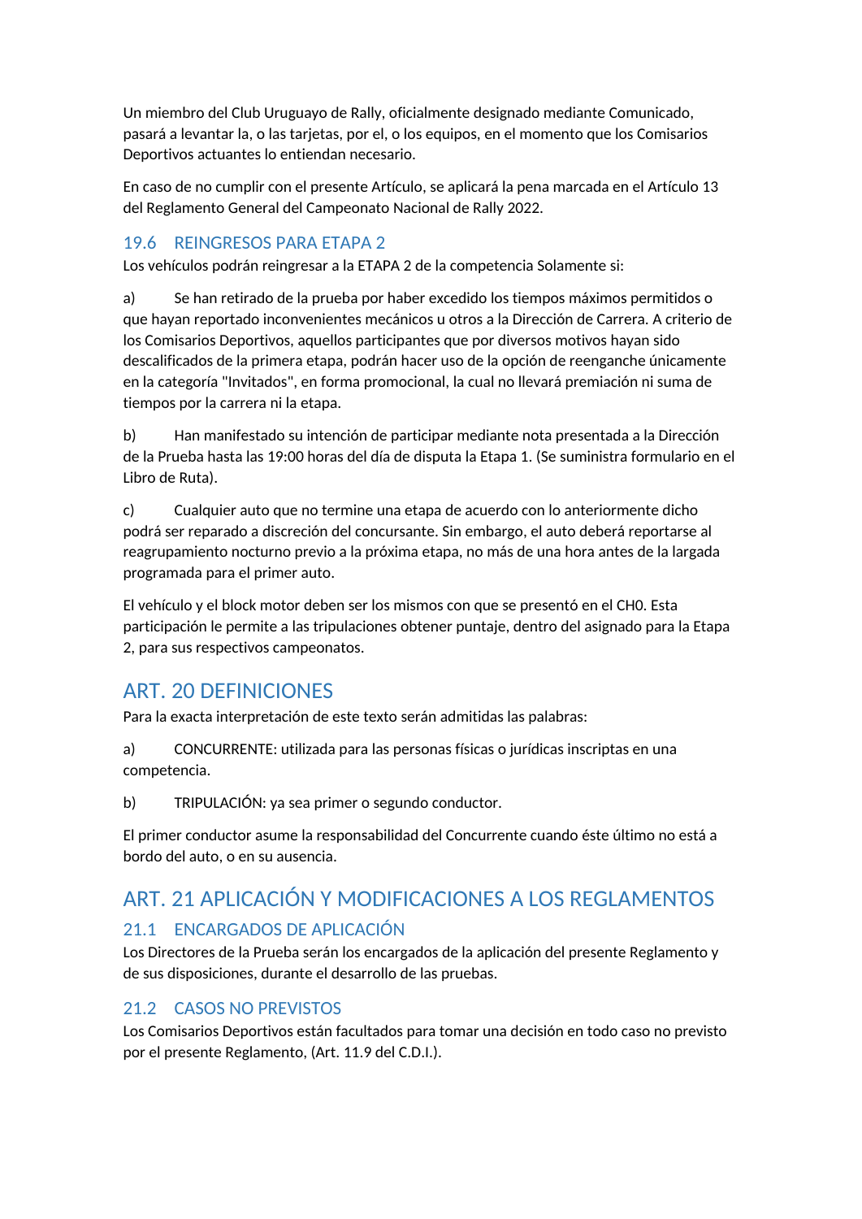Un miembro del Club Uruguayo de Rally, oficialmente designado mediante Comunicado, pasará a levantar la, o las tarjetas, por el, o los equipos, en el momento que los Comisarios Deportivos actuantes lo entiendan necesario.

En caso de no cumplir con el presente Artículo, se aplicará la pena marcada en el Artículo 13 del Reglamento General del Campeonato Nacional de Rally 2022.

### 19.6 REINGRESOS PARA ETAPA 2

Los vehículos podrán reingresar a la ETAPA 2 de la competencia Solamente si:

a) Se han retirado de la prueba por haber excedido los tiempos máximos permitidos o que hayan reportado inconvenientes mecánicos u otros a la Dirección de Carrera. A criterio de los Comisarios Deportivos, aquellos participantes que por diversos motivos hayan sido descalificados de la primera etapa, podrán hacer uso de la opción de reenganche únicamente en la categoría "Invitados", en forma promocional, la cual no llevará premiación ni suma de tiempos por la carrera ni la etapa.

b) Han manifestado su intención de participar mediante nota presentada a la Dirección de la Prueba hasta las 19:00 horas del día de disputa la Etapa 1. (Se suministra formulario en el Libro de Ruta).

c) Cualquier auto que no termine una etapa de acuerdo con lo anteriormente dicho podrá ser reparado a discreción del concursante. Sin embargo, el auto deberá reportarse al reagrupamiento nocturno previo a la próxima etapa, no más de una hora antes de la largada programada para el primer auto.

El vehículo y el block motor deben ser los mismos con que se presentó en el CH0. Esta participación le permite a las tripulaciones obtener puntaje, dentro del asignado para la Etapa 2, para sus respectivos campeonatos.

## ART. 20 DEFINICIONES

Para la exacta interpretación de este texto serán admitidas las palabras:

a) CONCURRENTE: utilizada para las personas físicas o jurídicas inscriptas en una competencia.

b) TRIPULACIÓN: ya sea primer o segundo conductor.

El primer conductor asume la responsabilidad del Concurrente cuando éste último no está a bordo del auto, o en su ausencia.

## ART. 21 APLICACIÓN Y MODIFICACIONES A LOS REGLAMENTOS

### 21.1 ENCARGADOS DE APLICACIÓN

Los Directores de la Prueba serán los encargados de la aplicación del presente Reglamento y de sus disposiciones, durante el desarrollo de las pruebas.

### 21.2 CASOS NO PREVISTOS

Los Comisarios Deportivos están facultados para tomar una decisión en todo caso no previsto por el presente Reglamento, (Art. 11.9 del C.D.I.).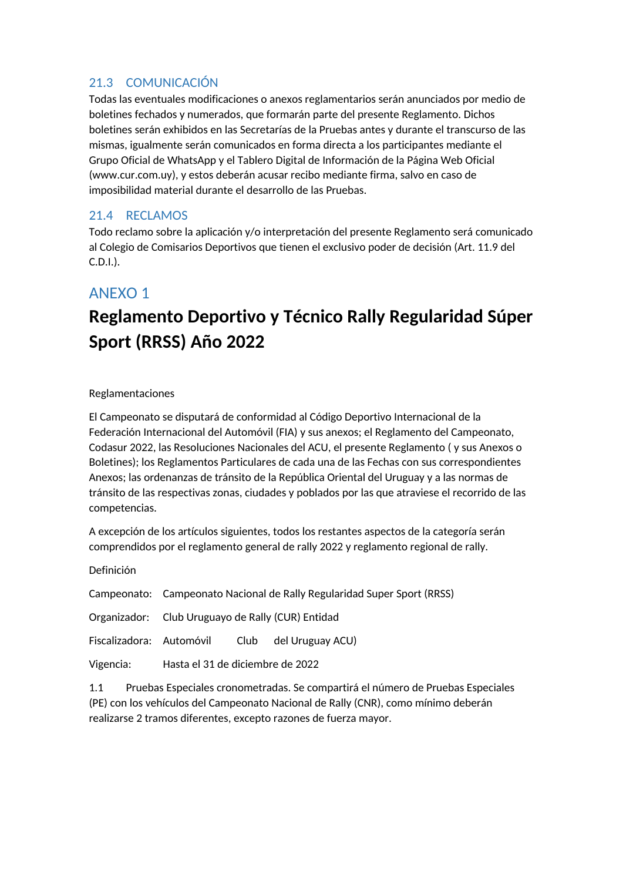### 21.3 COMUNICACIÓN

Todas las eventuales modificaciones o anexos reglamentarios serán anunciados por medio de boletines fechados y numerados, que formarán parte del presente Reglamento. Dichos boletines serán exhibidos en las Secretarías de la Pruebas antes y durante el transcurso de las mismas, igualmente serán comunicados en forma directa a los participantes mediante el Grupo Oficial de WhatsApp y el Tablero Digital de Información de la Página Web Oficial (www.cur.com.uy), y estos deberán acusar recibo mediante firma, salvo en caso de imposibilidad material durante el desarrollo de las Pruebas.

### 21.4 RECLAMOS

Todo reclamo sobre la aplicación y/o interpretación del presente Reglamento será comunicado al Colegio de Comisarios Deportivos que tienen el exclusivo poder de decisión (Art. 11.9 del C.D.I.).

## ANEXO 1

# Reglamento Deportivo y Técnico Rally Regularidad Súper Sport (RRSS) Año 2022

Reglamentaciones

El Campeonato se disputará de conformidad al Código Deportivo Internacional de la Federación Internacional del Automóvil (FIA) y sus anexos; el Reglamento del Campeonato, Codasur 2022, las Resoluciones Nacionales del ACU, el presente Reglamento ( y sus Anexos o Boletines); los Reglamentos Particulares de cada una de las Fechas con sus correspondientes Anexos; las ordenanzas de tránsito de la República Oriental del Uruguay y a las normas de tránsito de las respectivas zonas, ciudades y poblados por las que atraviese el recorrido de las competencias.

A excepción de los artículos siguientes, todos los restantes aspectos de la categoría serán comprendidos por el reglamento general de rally 2022 y reglamento regional de rally.

Definición

Campeonato: Campeonato Nacional de Rally Regularidad Super Sport (RRSS)

Organizador: Club Uruguayo de Rally (CUR) Entidad

Fiscalizadora: Automóvil Club del Uruguay ACU)

Vigencia: Hasta el 31 de diciembre de 2022

1.1 Pruebas Especiales cronometradas. Se compartirá el número de Pruebas Especiales (PE) con los vehículos del Campeonato Nacional de Rally (CNR), como mínimo deberán realizarse 2 tramos diferentes, excepto razones de fuerza mayor.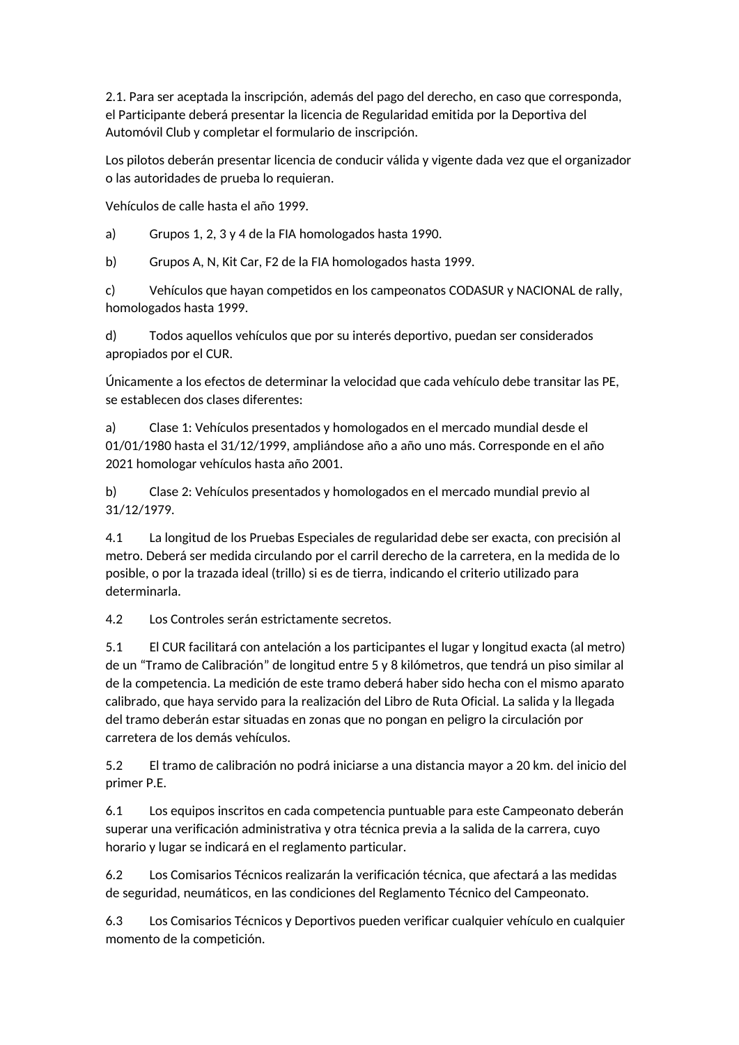2.1. Para ser aceptada la inscripción, además del pago del derecho, en caso que corresponda, el Participante deberá presentar la licencia de Regularidad emitida por la Deportiva del Automóvil Club y completar el formulario de inscripción.

Los pilotos deberán presentar licencia de conducir válida y vigente dada vez que el organizador o las autoridades de prueba lo requieran.

Vehículos de calle hasta el año 1999.

a) Grupos 1, 2, 3 y 4 de la FIA homologados hasta 1990.

b) Grupos A, N, Kit Car, F2 de la FIA homologados hasta 1999.

c) Vehículos que hayan competidos en los campeonatos CODASUR y NACIONAL de rally, homologados hasta 1999.

d) Todos aquellos vehículos que por su interés deportivo, puedan ser considerados apropiados por el CUR.

Únicamente a los efectos de determinar la velocidad que cada vehículo debe transitar las PE, se establecen dos clases diferentes:

a) Clase 1: Vehículos presentados y homologados en el mercado mundial desde el 01/01/1980 hasta el 31/12/1999, ampliándose año a año uno más. Corresponde en el año 2021 homologar vehículos hasta año 2001.

b) Clase 2: Vehículos presentados y homologados en el mercado mundial previo al 31/12/1979.

4.1 La longitud de los Pruebas Especiales de regularidad debe ser exacta, con precisión al metro. Deberá ser medida circulando por el carril derecho de la carretera, en la medida de lo posible, o por la trazada ideal (trillo) si es de tierra, indicando el criterio utilizado para determinarla.

4.2 Los Controles serán estrictamente secretos.

5.1 El CUR facilitará con antelación a los participantes el lugar y longitud exacta (al metro) de un “Tramo de Calibración” de longitud entre 5 y 8 kilómetros, que tendrá un piso similar al de la competencia. La medición de este tramo deberá haber sido hecha con el mismo aparato calibrado, que haya servido para la realización del Libro de Ruta Oficial. La salida y la llegada del tramo deberán estar situadas en zonas que no pongan en peligro la circulación por carretera de los demás vehículos.

5.2 El tramo de calibración no podrá iniciarse a una distancia mayor a 20 km. del inicio del primer P.E.

6.1 Los equipos inscritos en cada competencia puntuable para este Campeonato deberán superar una verificación administrativa y otra técnica previa a la salida de la carrera, cuyo horario y lugar se indicará en el reglamento particular.

6.2 Los Comisarios Técnicos realizarán la verificación técnica, que afectará a las medidas de seguridad, neumáticos, en las condiciones del Reglamento Técnico del Campeonato.

6.3 Los Comisarios Técnicos y Deportivos pueden verificar cualquier vehículo en cualquier momento de la competición.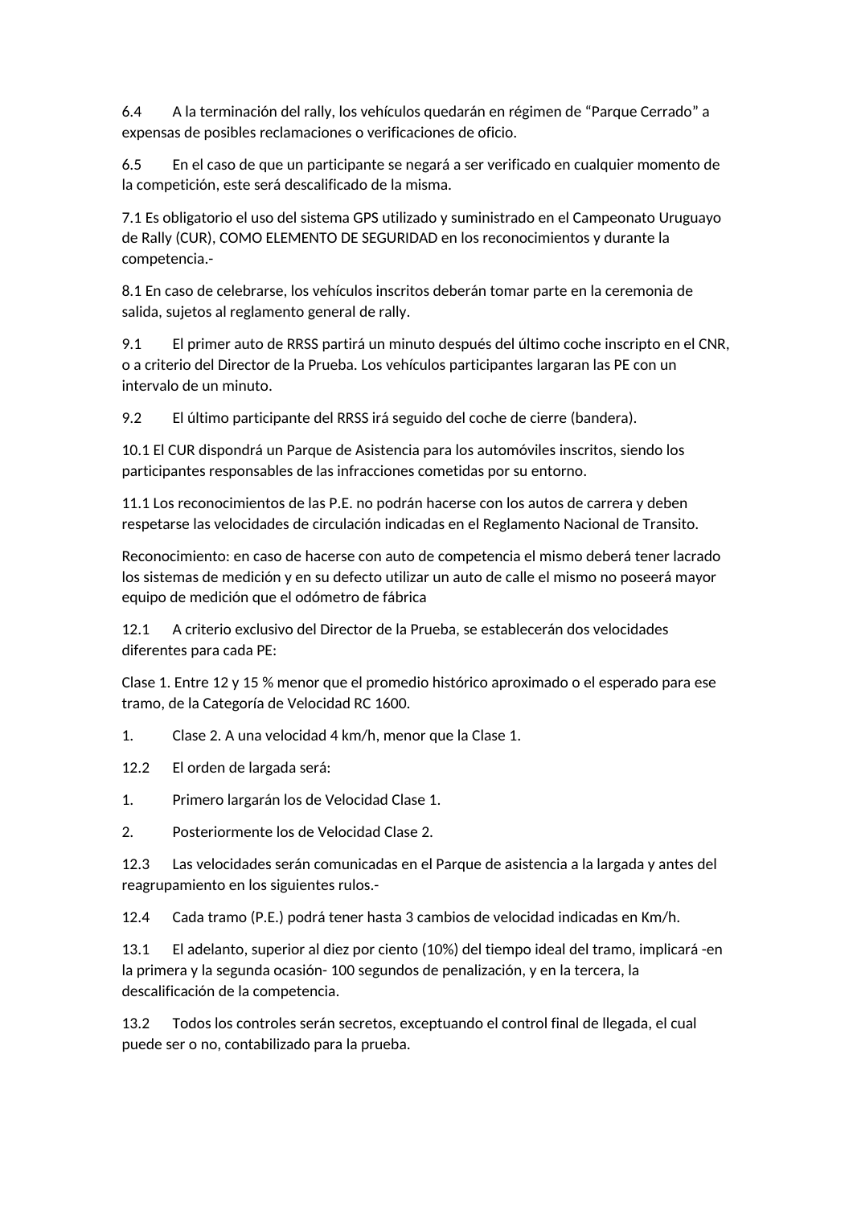6.4 A la terminación del rally, los vehículos quedarán en régimen de “Parque Cerrado” a expensas de posibles reclamaciones o verificaciones de oficio.

6.5 En el caso de que un participante se negará a ser verificado en cualquier momento de la competición, este será descalificado de la misma.

7.1 Es obligatorio el uso del sistema GPS utilizado y suministrado en el Campeonato Uruguayo de Rally (CUR), COMO ELEMENTO DE SEGURIDAD en los reconocimientos y durante la competencia.-

8.1 En caso de celebrarse, los vehículos inscritos deberán tomar parte en la ceremonia de salida, sujetos al reglamento general de rally.

9.1 El primer auto de RRSS partirá un minuto después del último coche inscripto en el CNR, o a criterio del Director de la Prueba. Los vehículos participantes largaran las PE con un intervalo de un minuto.

9.2 El último participante del RRSS irá seguido del coche de cierre (bandera).

10.1 El CUR dispondrá un Parque de Asistencia para los automóviles inscritos, siendo los participantes responsables de las infracciones cometidas por su entorno.

11.1 Los reconocimientos de las P.E. no podrán hacerse con los autos de carrera y deben respetarse las velocidades de circulación indicadas en el Reglamento Nacional de Transito.

Reconocimiento: en caso de hacerse con auto de competencia el mismo deberá tener lacrado los sistemas de medición y en su defecto utilizar un auto de calle el mismo no poseerá mayor equipo de medición que el odómetro de fábrica

12.1 A criterio exclusivo del Director de la Prueba, se establecerán dos velocidades diferentes para cada PE:

Clase 1. Entre 12 y 15 % menor que el promedio histórico aproximado o el esperado para ese tramo, de la Categoría de Velocidad RC 1600.

1. Clase 2. A una velocidad 4 km/h, menor que la Clase 1.

12.2 El orden de largada será:

1. Primero largarán los de Velocidad Clase 1.
2. Posteriormente los de Velocidad Clase 2.

12.3 Las velocidades serán comunicadas en el Parque de asistencia a la largada y antes del reagrupamiento en los siguientes rulos.-

12.4 Cada tramo (P.E.) podrá tener hasta 3 cambios de velocidad indicadas en Km/h.

13.1 El adelanto, superior al diez por ciento (10%) del tiempo ideal del tramo, implicará -en la primera y la segunda ocasión- 100 segundos de penalización, y en la tercera, la descalificación de la competencia.

13.2 Todos los controles serán secretos, exceptuando el control final de llegada, el cual puede ser o no, contabilizado para la prueba.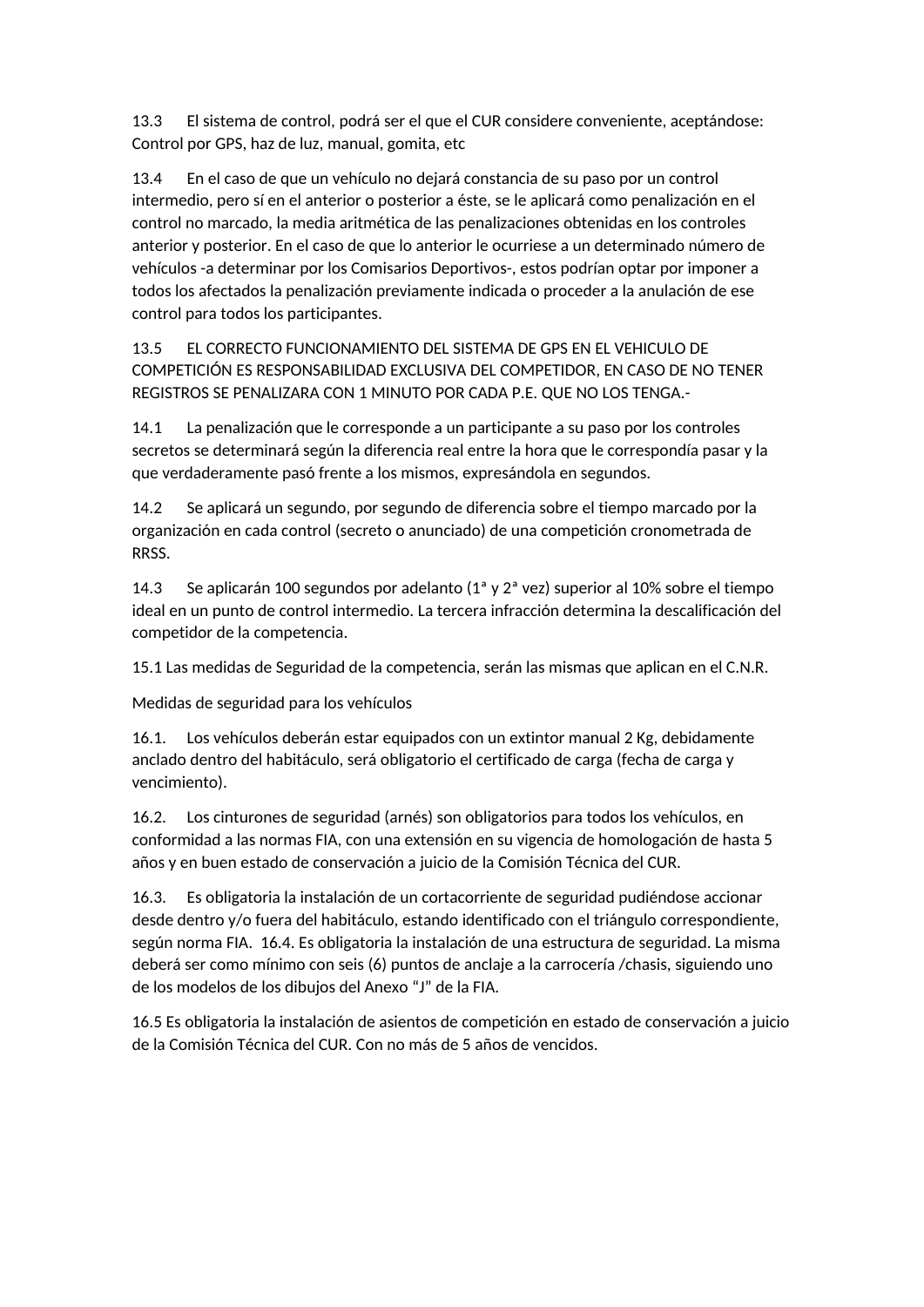13.3 El sistema de control, podrá ser el que el CUR considere conveniente, aceptándose: Control por GPS, haz de luz, manual, gomita, etc

13.4 En el caso de que un vehículo no dejará constancia de su paso por un control intermedio, pero sí en el anterior o posterior a éste, se le aplicará como penalización en el control no marcado, la media aritmética de las penalizaciones obtenidas en los controles anterior y posterior. En el caso de que lo anterior le ocurriese a un determinado número de vehículos -a determinar por los Comisarios Deportivos-, estos podrían optar por imponer a todos los afectados la penalización previamente indicada o proceder a la anulación de ese control para todos los participantes.

13.5 EL CORRECTO FUNCIONAMIENTO DEL SISTEMA DE GPS EN EL VEHICULO DE COMPETICIÓN ES RESPONSABILIDAD EXCLUSIVA DEL COMPETIDOR, EN CASO DE NO TENER REGISTROS SE PENALIZARA CON 1 MINUTO POR CADA P.E. QUE NO LOS TENGA.-

14.1 La penalización que le corresponde a un participante a su paso por los controles secretos se determinará según la diferencia real entre la hora que le correspondía pasar y la que verdaderamente pasó frente a los mismos, expresándola en segundos.

14.2 Se aplicará un segundo, por segundo de diferencia sobre el tiempo marcado por la organización en cada control (secreto o anunciado) de una competición cronometrada de RRSS.

14.3 Se aplicarán 100 segundos por adelanto (1ª y 2ª vez) superior al 10% sobre el tiempo ideal en un punto de control intermedio. La tercera infracción determina la descalificación del competidor de la competencia.

15.1 Las medidas de Seguridad de la competencia, serán las mismas que aplican en el C.N.R.

Medidas de seguridad para los vehículos

16.1. Los vehículos deberán estar equipados con un extintor manual 2 Kg, debidamente anclado dentro del habitáculo, será obligatorio el certificado de carga (fecha de carga y vencimiento).

16.2. Los cinturones de seguridad (arnés) son obligatorios para todos los vehículos, en conformidad a las normas FIA, con una extensión en su vigencia de homologación de hasta 5 años y en buen estado de conservación a juicio de la Comisión Técnica del CUR.

16.3. Es obligatoria la instalación de un cortacorriente de seguridad pudiéndose accionar desde dentro y/o fuera del habitáculo, estando identificado con el triángulo correspondiente, según norma FIA. 16.4. Es obligatoria la instalación de una estructura de seguridad. La misma deberá ser como mínimo con seis (6) puntos de anclaje a la carrocería /chasis, siguiendo uno de los modelos de los dibujos del Anexo “J” de la FIA.

16.5 Es obligatoria la instalación de asientos de competición en estado de conservación a juicio de la Comisión Técnica del CUR. Con no más de 5 años de vencidos.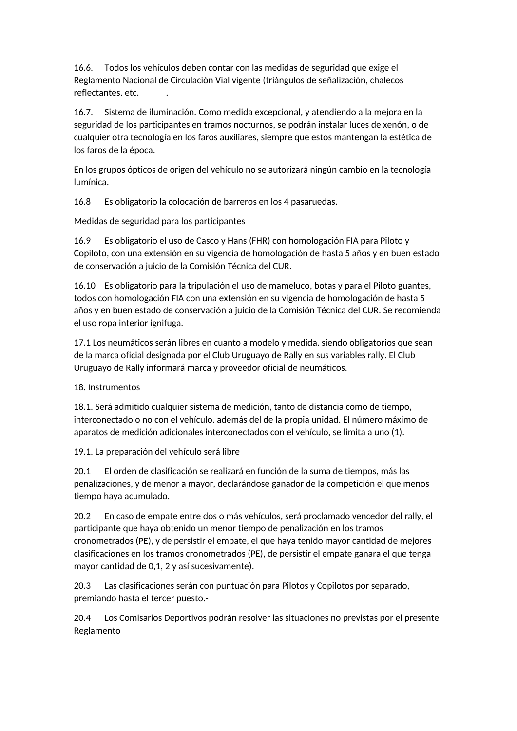16.6. Todos los vehículos deben contar con las medidas de seguridad que exige el Reglamento Nacional de Circulación Vial vigente (triángulos de señalización, chalecos reflectantes, etc. .

16.7. Sistema de iluminación. Como medida excepcional, y atendiendo a la mejora en la seguridad de los participantes en tramos nocturnos, se podrán instalar luces de xenón, o de cualquier otra tecnología en los faros auxiliares, siempre que estos mantengan la estética de los faros de la época.

En los grupos ópticos de origen del vehículo no se autorizará ningún cambio en la tecnología lumínica.

16.8 Es obligatorio la colocación de barreros en los 4 pasaruedas.

Medidas de seguridad para los participantes

16.9 Es obligatorio el uso de Casco y Hans (FHR) con homologación FIA para Piloto y Copiloto, con una extensión en su vigencia de homologación de hasta 5 años y en buen estado de conservación a juicio de la Comisión Técnica del CUR.

16.10 Es obligatorio para la tripulación el uso de mameluco, botas y para el Piloto guantes, todos con homologación FIA con una extensión en su vigencia de homologación de hasta 5 años y en buen estado de conservación a juicio de la Comisión Técnica del CUR. Se recomienda el uso ropa interior ignifuga.

17.1 Los neumáticos serán libres en cuanto a modelo y medida, siendo obligatorios que sean de la marca oficial designada por el Club Uruguayo de Rally en sus variables rally. El Club Uruguayo de Rally informará marca y proveedor oficial de neumáticos.

18. Instrumentos

18.1. Será admitido cualquier sistema de medición, tanto de distancia como de tiempo, interconectado o no con el vehículo, además del de la propia unidad. El número máximo de aparatos de medición adicionales interconectados con el vehículo, se limita a uno (1).

19.1. La preparación del vehículo será libre

20.1 El orden de clasificación se realizará en función de la suma de tiempos, más las penalizaciones, y de menor a mayor, declarándose ganador de la competición el que menos tiempo haya acumulado.

20.2 En caso de empate entre dos o más vehículos, será proclamado vencedor del rally, el participante que haya obtenido un menor tiempo de penalización en los tramos cronometrados (PE), y de persistir el empate, el que haya tenido mayor cantidad de mejores clasificaciones en los tramos cronometrados (PE), de persistir el empate ganara el que tenga mayor cantidad de 0,1, 2 y así sucesivamente).

20.3 Las clasificaciones serán con puntuación para Pilotos y Copilotos por separado, premiando hasta el tercer puesto.-

20.4 Los Comisarios Deportivos podrán resolver las situaciones no previstas por el presente Reglamento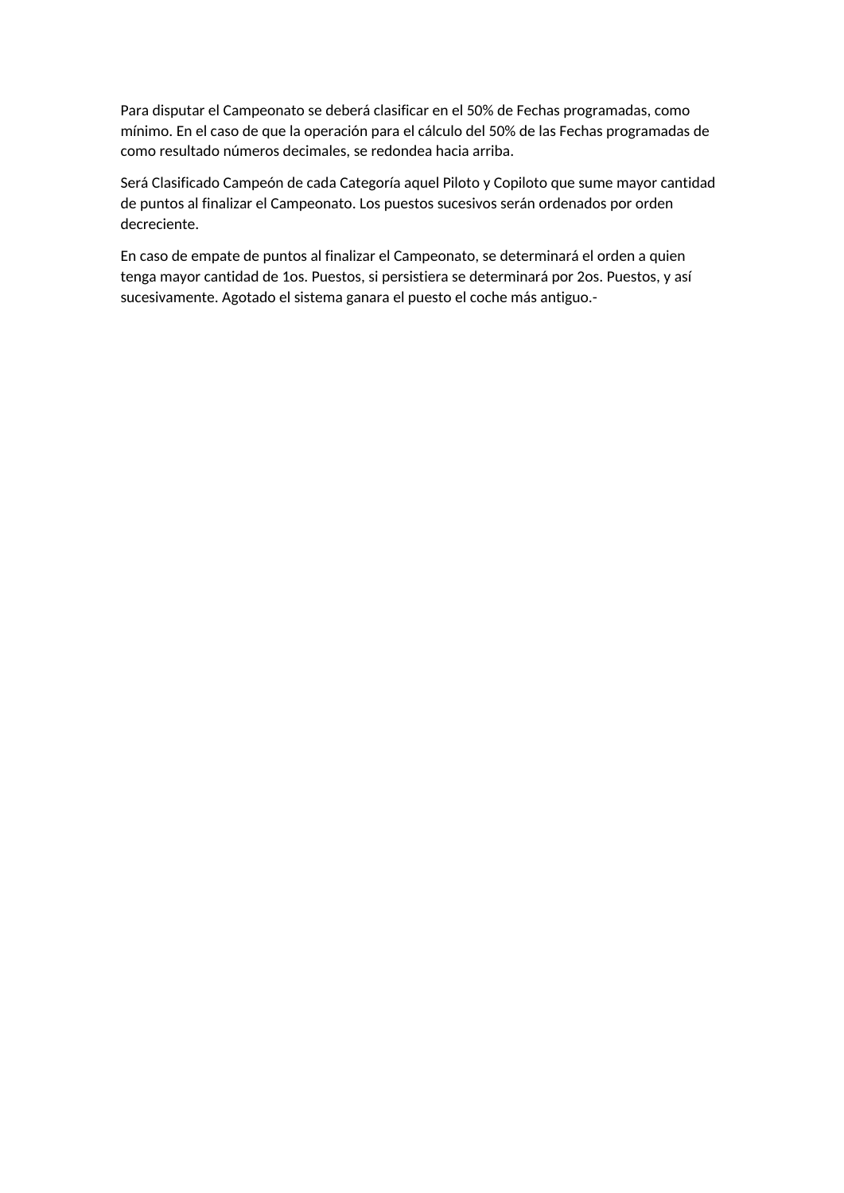Para disputar el Campeonato se deberá clasificar en el 50% de Fechas programadas, como mínimo. En el caso de que la operación para el cálculo del 50% de las Fechas programadas de como resultado números decimales, se redondea hacia arriba.

Será Clasificado Campeón de cada Categoría aquel Piloto y Copiloto que sume mayor cantidad de puntos al finalizar el Campeonato. Los puestos sucesivos serán ordenados por orden decreciente.

En caso de empate de puntos al finalizar el Campeonato, se determinará el orden a quien tenga mayor cantidad de 1os. Puestos, si persistiera se determinará por 2os. Puestos, y así sucesivamente. Agotado el sistema ganara el puesto el coche más antiguo.-